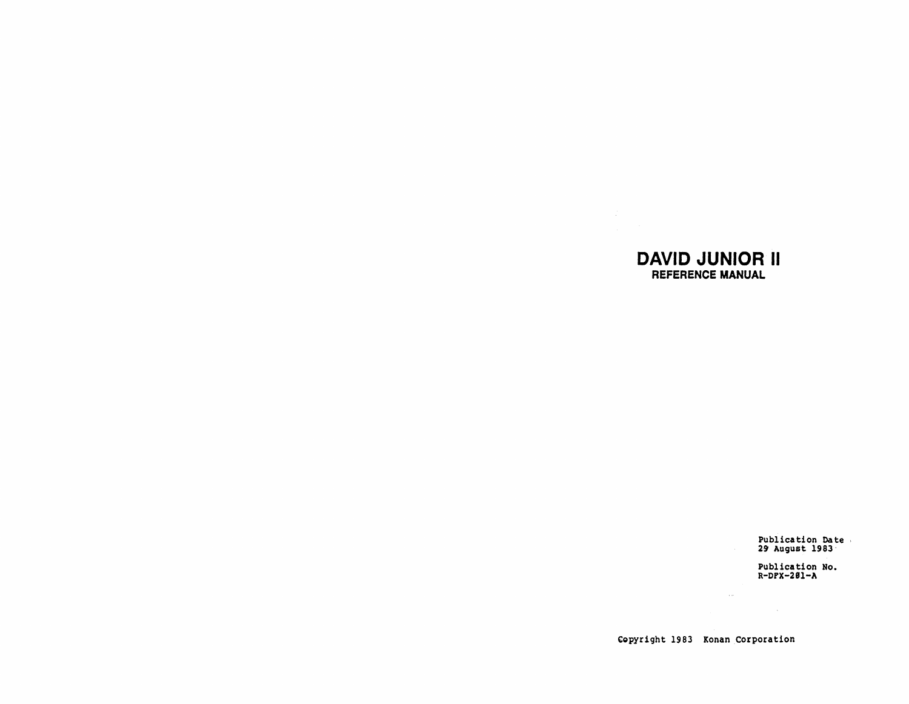# DAVID JUNIOR II

## REFERENCE MANUAL

Publication Date
29 August 1983

Publication No.
R-DPX-2Ø1-A

Copyright 1983 Konan Corporation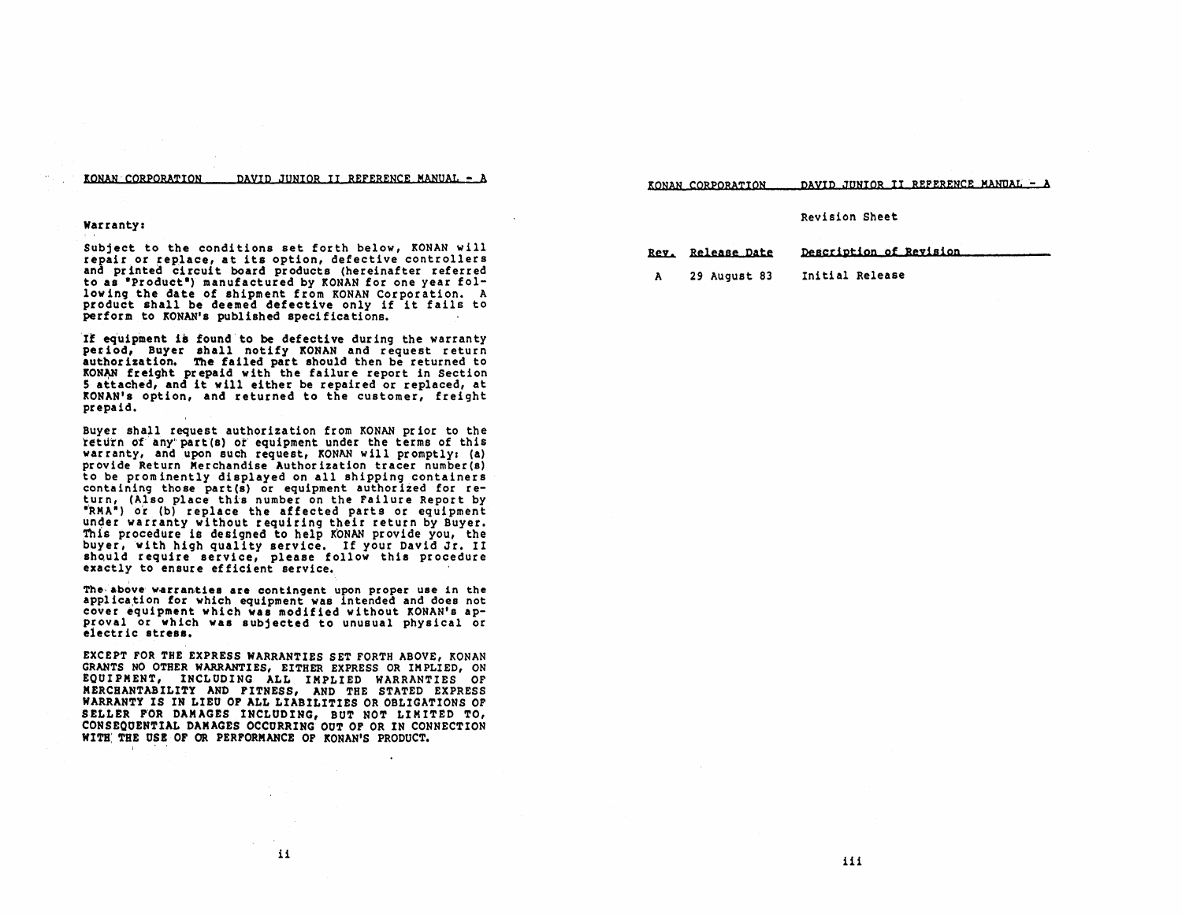Warranty:

Subject to the conditions set forth below, KONAN will repair or replace, at its option, defective controllers and printed circuit board products (hereinafter referred to as "Product") manufactured by KONAN for one year following the date of shipment from KONAN Corporation. A product shall be deemed defective only if it fails to perform to KONAN's published specifications.

If equipment is found to be defective during the warranty period, Buyer shall notify KONAN and request return authorization. The failed part should then be returned to KONAN freight prepaid with the failure report in Section 5 attached, and it will either be repaired or replaced, at KONAN's option, and returned to the customer, freight prepaid.

Buyer shall request authorization from KONAN prior to the return of any part(s) of equipment under the terms of this warranty, and upon such request, KONAN will promptly: (a) provide Return Merchandise Authorization tracer number(s) to be prominently displayed on all shipping containers containing those part(s) or equipment authorized for return, (Also place this number on the Failure Report by "RMA") or (b) replace the affected parts or equipment under warranty without requiring their return by Buyer. This procedure is designed to help KONAN provide you, the buyer, with high quality service. If your David Jr. II should require service, please follow this procedure exactly to ensure efficient service.

The above warranties are contingent upon proper use in the application for which equipment was intended and does not cover equipment which was modified without KONAN's approval or which was subjected to unusual physical or electric stress.

EXCEPT FOR THE EXPRESS WARRANTIES SET FORTH ABOVE, KONAN GRANTS NO OTHER WARRANTIES, EITHER EXPRESS OR IMPLIED, ON EQUIPMENT, INCLUDING ALL IMPLIED WARRANTIES OF MERCHANTABILITY AND FITNESS, AND THE STATED EXPRESS WARRANTY IS IN LIEU OF ALL LIABILITIES OR OBLIGATIONS OF SELLER FOR DAMAGES INCLUDING, BUT NOT LIMITED TO, CONSEQUENTIAL DAMAGES OCCURRING OUT OF OR IN CONNECTION WITH THE USE OF OR PERFORMANCE OF KONAN'S PRODUCT.

Revision Sheet

| Rev. | Release Date | Description of Revision |
| --- | --- | --- |
| A | 29 August 83 | Initial Release |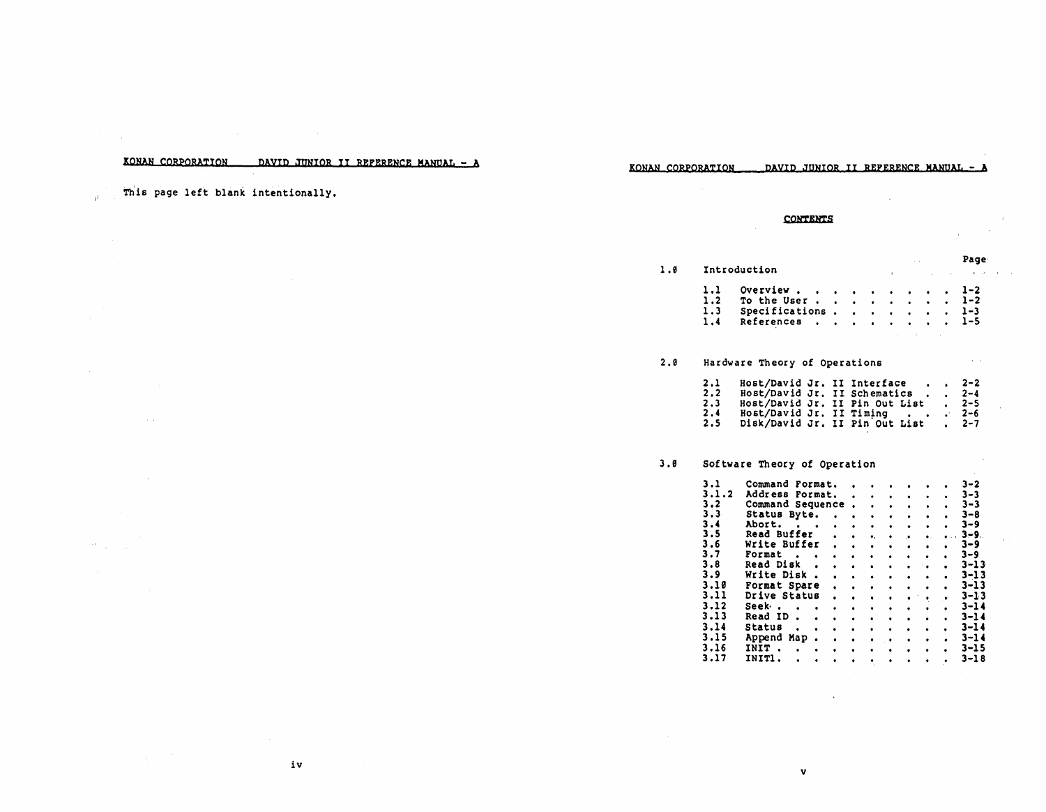This page left blank intentionally.

## CONTENTS

| | | Page |
|---|---|---|
| **1.0** | **Introduction** | |
| 1.1 | Overview | 1-2 |
| 1.2 | To the User | 1-2 |
| 1.3 | Specifications | 1-3 |
| 1.4 | References | 1-5 |
| **2.0** | **Hardware Theory of Operations** | |
| 2.1 | Host/David Jr. II Interface | 2-2 |
| 2.2 | Host/David Jr. II Schematics | 2-4 |
| 2.3 | Host/David Jr. II Pin Out List | 2-5 |
| 2.4 | Host/David Jr. II Timing | 2-6 |
| 2.5 | Disk/David Jr. II Pin Out List | 2-7 |
| **3.0** | **Software Theory of Operation** | |
| 3.1 | Command Format | 3-2 |
| 3.1.2 | Address Format | 3-3 |
| 3.2 | Command Sequence | 3-3 |
| 3.3 | Status Byte | 3-8 |
| 3.4 | Abort | 3-9 |
| 3.5 | Read Buffer | 3-9 |
| 3.6 | Write Buffer | 3-9 |
| 3.7 | Format | 3-9 |
| 3.8 | Read Disk | 3-13 |
| 3.9 | Write Disk | 3-13 |
| 3.10 | Format Spare | 3-13 |
| 3.11 | Drive Status | 3-13 |
| 3.12 | Seek | 3-14 |
| 3.13 | Read ID | 3-14 |
| 3.14 | Status | 3-14 |
| 3.15 | Append Map | 3-14 |
| 3.16 | INIT | 3-15 |
| 3.17 | INIT1 | 3-18 |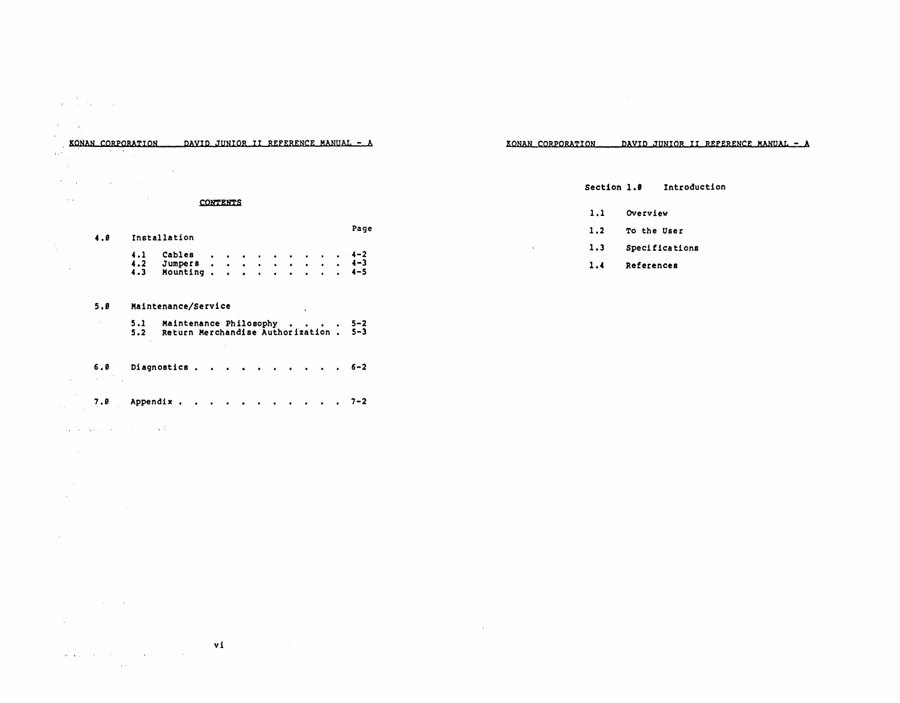## CONTENTS

| | | Page |
|---|---|---|
| 4.0 | Installation | |
| | 4.1 Cables . . . . . . . . . . . | 4-2 |
| | 4.2 Jumpers . . . . . . . . . . | 4-3 |
| | 4.3 Mounting . . . . . . . . . . | 4-5 |
| 5.0 | Maintenance/Service | |
| | 5.1 Maintenance Philosophy . . . . | 5-2 |
| | 5.2 Return Merchandise Authorization . | 5-3 |
| 6.0 | Diagnostics . . . . . . . . . . . | 6-2 |
| 7.0 | Appendix . . . . . . . . . . . . | 7-2 |

## Section 1.0 Introduction

1.1 Overview

1.2 To the User

1.3 Specifications

1.4 References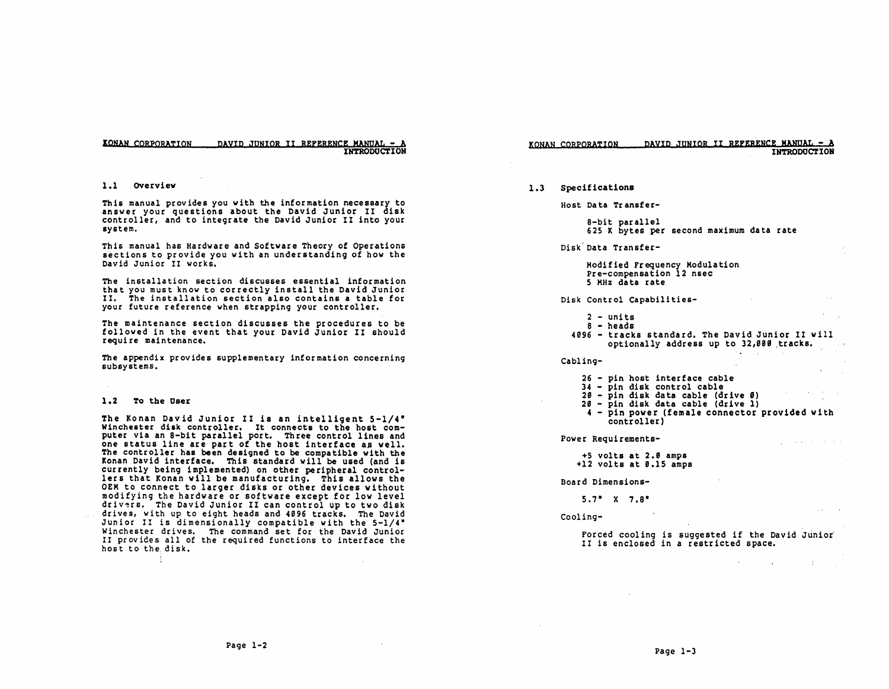## 1.1 Overview

This manual provides you with the information necessary to answer your questions about the David Junior II disk controller, and to integrate the David Junior II into your system.

This manual has Hardware and Software Theory of Operations sections to provide you with an understanding of how the David Junior II works.

The installation section discusses essential information that you must know to correctly install the David Junior II. The installation section also contains a table for your future reference when strapping your controller.

The maintenance section discusses the procedures to be followed in the event that your David Junior II should require maintenance.

The appendix provides supplementary information concerning subsystems.

## 1.2 To the User

The Konan David Junior II is an intelligent 5-1/4" Winchester disk controller. It connects to the host computer via an 8-bit parallel port. Three control lines and one status line are part of the host interface as well. The controller has been designed to be compatible with the Konan David interface. This standard will be used (and is currently being implemented) on other peripheral controllers that Konan will be manufacturing. This allows the OEM to connect to larger disks or other devices without modifying the hardware or software except for low level drivers. The David Junior II can control up to two disk drives, with up to eight heads and 4096 tracks. The David Junior II is dimensionally compatible with the 5-1/4" Winchester drives. The command set for the David Junior II provides all of the required functions to interface the host to the disk.

## 1.3 Specifications

Host Data Transfer-

- 8-bit parallel
- 625 K bytes per second maximum data rate

Disk Data Transfer-

- Modified Frequency Modulation
- Pre-compensation 12 nsec
- 5 MHz data rate

Disk Control Capabilities-

- 2 - units
- 8 - heads
- 4096 - tracks standard. The David Junior II will optionally address up to 32,000 tracks.

Cabling-

- 26 - pin host interface cable
- 34 - pin disk control cable
- 20 - pin disk data cable (drive 0)
- 20 - pin disk data cable (drive 1)
- 4 - pin power (female connector provided with controller)

Power Requirements-

- +5 volts at 2.0 amps
- +12 volts at 0.15 amps

Board Dimensions-

- 5.7" X 7.8"

Cooling-

Forced cooling is suggested if the David Junior II is enclosed in a restricted space.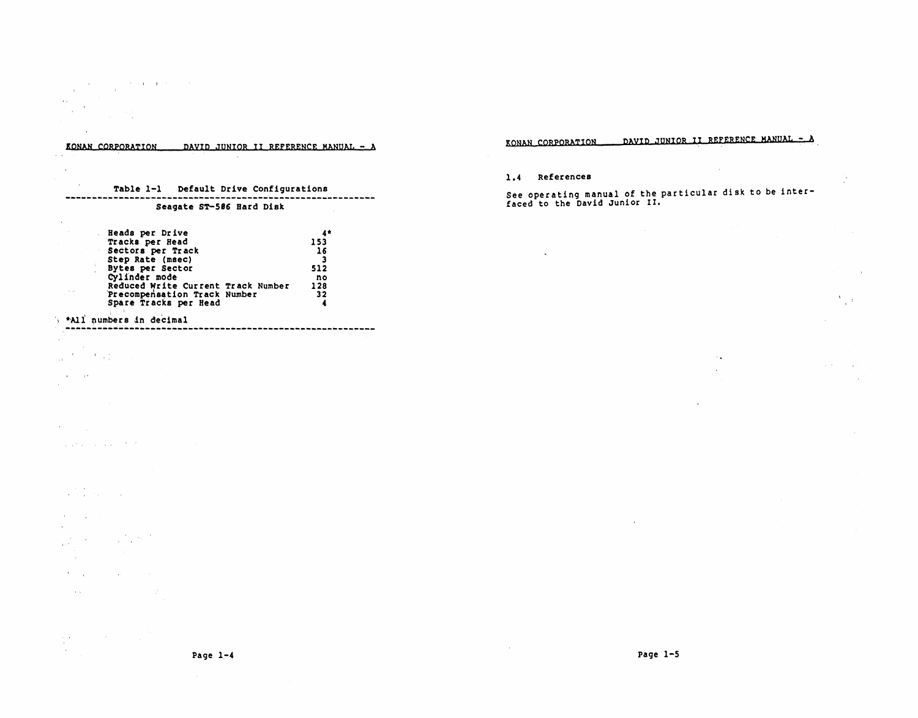Table 1-1 Default Drive Configurations

Seagate ST-506 Hard Disk

| Parameter | Value |
|---|---|
| Heads per Drive | 4* |
| Tracks per Head | 153 |
| Sectors per Track | 16 |
| Step Rate (msec) | 3 |
| Bytes per Sector | 512 |
| Cylinder mode | no |
| Reduced Write Current Track Number | 128 |
| Precompensation Track Number | 32 |
| Spare Tracks per Head | 4 |

*All numbers in decimal

## 1.4 References

See operating manual of the particular disk to be interfaced to the David Junior II.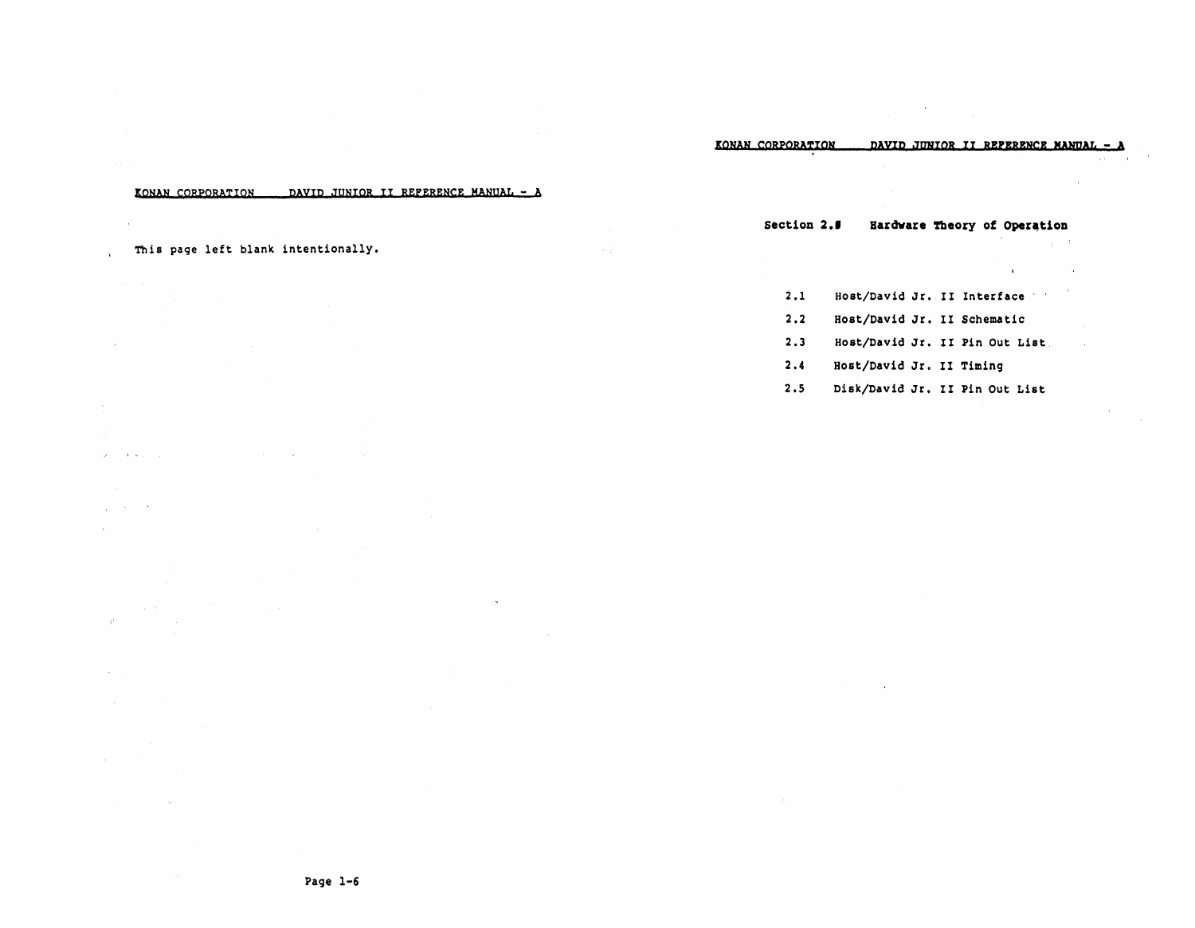This page left blank intentionally.

## Section 2.0 Hardware Theory of Operation

2.1 Host/David Jr. II Interface

2.2 Host/David Jr. II Schematic

2.3 Host/David Jr. II Pin Out List

2.4 Host/David Jr. II Timing

2.5 Disk/David Jr. II Pin Out List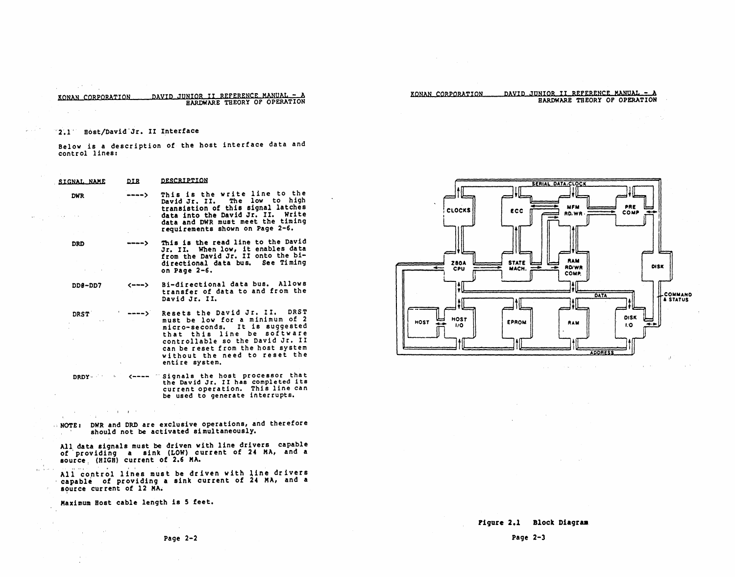## 2.1 Host/David Jr. II Interface

Below is a description of the host interface data and control lines:

| SIGNAL NAME | DIR | DESCRIPTION |
|---|---|---|
| DWR | ----> | This is the write line to the David Jr. II. The low to high transistion of this signal latches data into the David Jr. II. Write data and DWR must meet the timing requirements shown on Page 2-6. |
| DRD | ----> | This is the read line to the David Jr. II. When low, it enables data from the David Jr. II onto the bi-directional data bus. See Timing on Page 2-6. |
| DD0-DD7 | <---> | Bi-directional data bus. Allows transfer of data to and from the David Jr. II. |
| DRST | ----> | Resets the David Jr. II. DRST must be low for a minimum of 2 micro-seconds. It is suggested that this line be software controllable so the David Jr. II can be reset from the host system without the need to reset the entire system. |
| DRDY | <---- | Signals the host processor that the David Jr. II has completed its current operation. This line can be used to generate interrupts. |

**NOTE:** DWR and DRD are exclusive operations, and therefore should not be activated simultaneously.

All data signals must be driven with line drivers capable of providing a sink (LOW) current of 24 MA, and a source (HIGH) current of 2.6 MA.

All control lines must be driven with line drivers capable of providing a sink current of 24 MA, and a source current of 12 MA.

Maximum Host cable length is 5 feet.

SERIAL DATA/CLOCK

CLOCKS | ECC | MFM RD/WR | PRE COMP

Z80A CPU | STATE MACH. | RAM RD/WR COMP. | DISK

COMMAND & STATUS

DATA

HOST | HOST I/O | EPROM | RAM | DISK I/O

ADDRESS

Figure 2.1 Block Diagram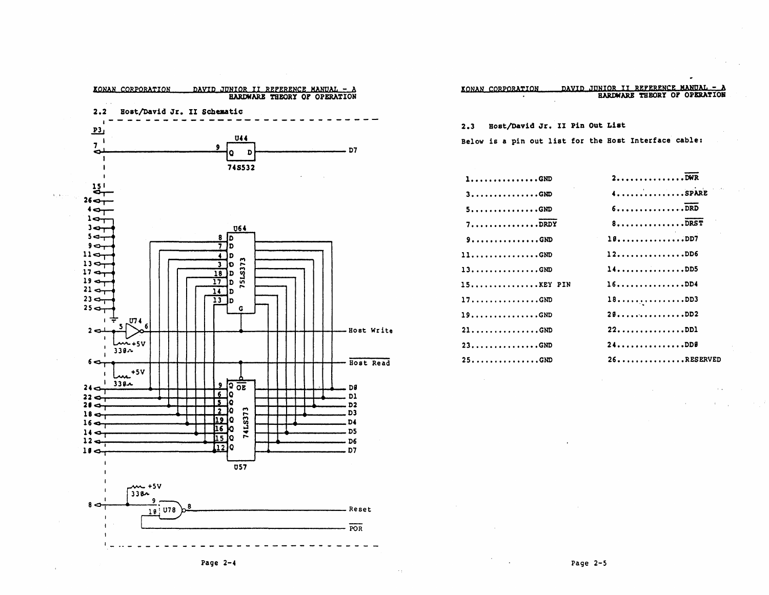## 2.2 Host/David Jr. II Schematic

## 2.3 Host/David Jr. II Pin Out List

Below is a pin out list for the Host Interface cable:

| | |
|---|---|
| 1...............GND | 2...............$\overline{DWR}$ |
| 3...............GND | 4...............SPARE |
| 5...............GND | 6...............$\overline{DRD}$ |
| 7...............$\overline{DRDY}$ | 8...............$\overline{DRST}$ |
| 9...............GND | 10...............DD7 |
| 11...............GND | 12...............DD6 |
| 13...............GND | 14...............DD5 |
| 15...............KEY PIN | 16...............DD4 |
| 17...............GND | 18...............DD3 |
| 19...............GND | 20...............DD2 |
| 21...............GND | 22...............DD1 |
| 23...............GND | 24...............DD0 |
| 25...............GND | 26...............RESERVED |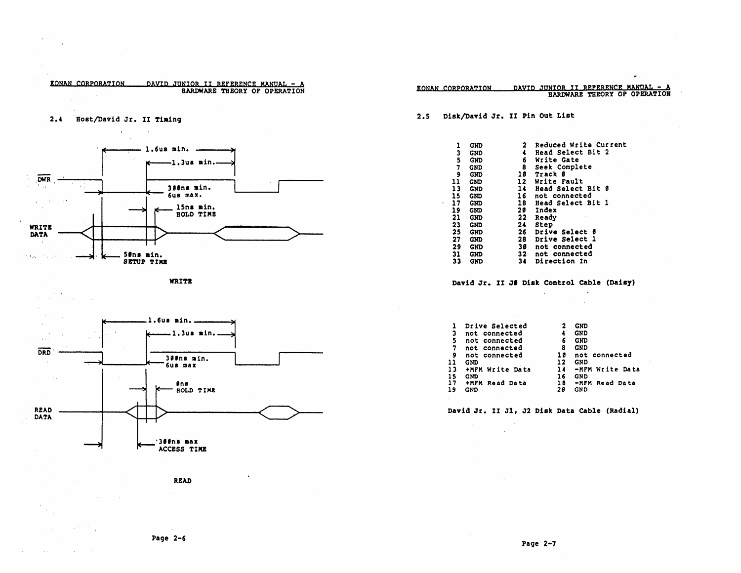## 2.4 Host/David Jr. II Timing

DWR

WRITE DATA

1.6us min.

1.3us min.

300ns min.
6us max.

15ns min.
HOLD TIME

50ns min.
SETUP TIME

WRITE

DRD

READ DATA

1.6us min.

1.3us min.

300ns min.
6us max

0ns
HOLD TIME

300ns max
ACCESS TIME

READ

## 2.5 Disk/David Jr. II Pin Out List

| | | | |
|---|---|---|---|
| 1 | GND | 2 | Reduced Write Current |
| 3 | GND | 4 | Head Select Bit 2 |
| 5 | GND | 6 | Write Gate |
| 7 | GND | 8 | Seek Complete |
| 9 | GND | 10 | Track 0 |
| 11 | GND | 12 | Write Fault |
| 13 | GND | 14 | Head Select Bit 0 |
| 15 | GND | 16 | not connected |
| 17 | GND | 18 | Head Select Bit 1 |
| 19 | GND | 20 | Index |
| 21 | GND | 22 | Ready |
| 23 | GND | 24 | Step |
| 25 | GND | 26 | Drive Select 0 |
| 27 | GND | 28 | Drive Select 1 |
| 29 | GND | 30 | not connected |
| 31 | GND | 32 | not connected |
| 33 | GND | 34 | Direction In |

**David Jr. II J0 Disk Control Cable (Daisy)**

| | | | |
|---|---|---|---|
| 1 | Drive Selected | 2 | GND |
| 3 | not connected | 4 | GND |
| 5 | not connected | 6 | GND |
| 7 | not connected | 8 | GND |
| 9 | not connected | 10 | not connected |
| 11 | GND | 12 | GND |
| 13 | +MFM Write Data | 14 | -MFM Write Data |
| 15 | GND | 16 | GND |
| 17 | +MFM Read Data | 18 | -MFM Read Data |
| 19 | GND | 20 | GND |

**David Jr. II J1, J2 Disk Data Cable (Radial)**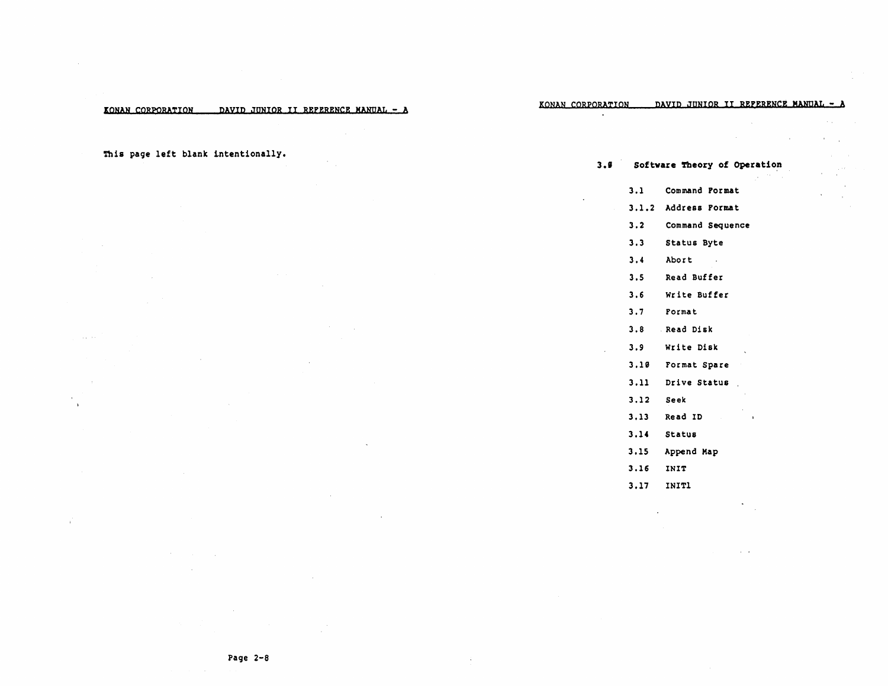This page left blank intentionally.

## 3.0 Software Theory of Operation

- 3.1 Command Format
- 3.1.2 Address Format
- 3.2 Command Sequence
- 3.3 Status Byte
- 3.4 Abort
- 3.5 Read Buffer
- 3.6 Write Buffer
- 3.7 Format
- 3.8 Read Disk
- 3.9 Write Disk
- 3.10 Format Spare
- 3.11 Drive Status
- 3.12 Seek
- 3.13 Read ID
- 3.14 Status
- 3.15 Append Map
- 3.16 INIT
- 3.17 INIT1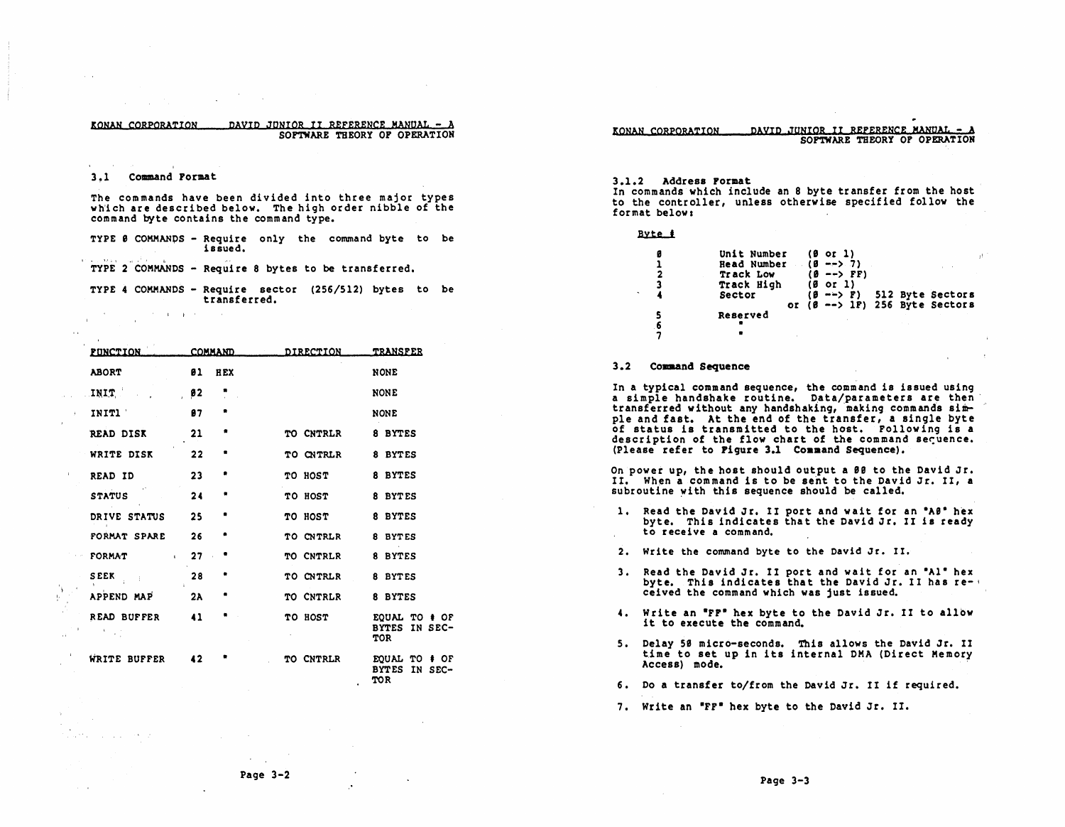### 3.1 Command Format

The commands have been divided into three major types which are described below. The high order nibble of the command byte contains the command type.

TYPE 0 COMMANDS - Require only the command byte to be issued.

TYPE 2 COMMANDS - Require 8 bytes to be transferred.

TYPE 4 COMMANDS - Require sector (256/512) bytes to be transferred.

| FUNCTION | COMMAND | DIRECTION | TRANSFER |
|---|---|---|---|
| ABORT | 01 HEX | | NONE |
| INIT | 02 " | | NONE |
| INIT1 | 07 " | | NONE |
| READ DISK | 21 " | TO CNTRLR | 8 BYTES |
| WRITE DISK | 22 " | TO CNTRLR | 8 BYTES |
| READ ID | 23 " | TO HOST | 8 BYTES |
| STATUS | 24 " | TO HOST | 8 BYTES |
| DRIVE STATUS | 25 " | TO HOST | 8 BYTES |
| FORMAT SPARE | 26 " | TO CNTRLR | 8 BYTES |
| FORMAT | 27 " | TO CNTRLR | 8 BYTES |
| SEEK | 28 " | TO CNTRLR | 8 BYTES |
| APPEND MAP | 2A " | TO CNTRLR | 8 BYTES |
| READ BUFFER | 41 " | TO HOST | EQUAL TO # OF BYTES IN SECTOR |
| WRITE BUFFER | 42 " | TO CNTRLR | EQUAL TO # OF BYTES IN SECTOR |

#### 3.1.2 Address Format

In commands which include an 8 byte transfer from the host to the controller, unless otherwise specified follow the format below:

| Byte # | | | |
|---|---|---|---|
| 0 | Unit Number | (0 or 1) | |
| 1 | Head Number | (0 --> 7) | |
| 2 | Track Low | (0 --> FF) | |
| 3 | Track High | (0 or 1) | |
| 4 | Sector | (0 --> F) | 512 Byte Sectors |
| | | or (0 --> 1F) | 256 Byte Sectors |
| 5 | Reserved | | |
| 6 | " | | |
| 7 | " | | |

### 3.2 Command Sequence

In a typical command sequence, the command is issued using a simple handshake routine. Data/parameters are then transferred without any handshaking, making commands simple and fast. At the end of the transfer, a single byte of status is transmitted to the host. Following is a description of the flow chart of the command sequence. (Please refer to Figure 3.1 **Command Sequence**).

On power up, the host should output a 00 to the David Jr. II. When a command is to be sent to the David Jr. II, a subroutine with this sequence should be called.

1. Read the David Jr. II port and wait for an "A0" hex byte. This indicates that the David Jr. II is ready to receive a command.
2. Write the command byte to the David Jr. II.
3. Read the David Jr. II port and wait for an "A1" hex byte. This indicates that the David Jr. II has received the command which was just issued.
4. Write an "FF" hex byte to the David Jr. II to allow it to execute the command.
5. Delay 50 micro-seconds. This allows the David Jr. II time to set up in its internal DMA (Direct Memory Access) mode.
6. Do a transfer to/from the David Jr. II if required.
7. Write an "FF" hex byte to the David Jr. II.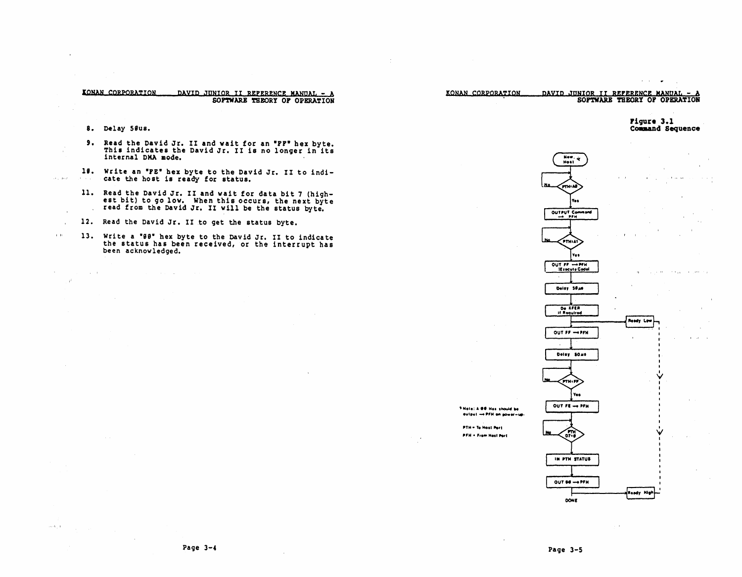8. Delay 50us.

9. Read the David Jr. II and wait for an "FF" hex byte. This indicates the David Jr. II is no longer in its internal DMA mode.

10. Write an "FE" hex byte to the David Jr. II to indicate the host is ready for status.

11. Read the David Jr. II and wait for data bit 7 (highest bit) to go low. When this occurs, the next byte read from the David Jr. II will be the status byte.

12. Read the David Jr. II to get the status byte.

13. Write a "00" hex byte to the David Jr. II to indicate the status has been received, or the interrupt has been acknowledged.

**Figure 3.1**
**Command Sequence**

- New Host *
- PTH=A0? (No: loop; Yes: continue)
- OUTPUT Command → PFH
- PTH=A1? (No: loop; Yes: continue)
- OUT FF → PFH (Execute Code)
- Delay 50µs
- Do XFER if Required → Ready Low
- OUT FF → PFH
- Delay 50µs
- PTH=FF? (No: loop; Yes: continue)
- OUT FE → PFH
- PTH D7=0? (No: loop)
- IN PTH STATUS
- OUT 00 → PFH → Ready High
- DONE

* Note: A 00 Hex should be output → PFH on power-up.

PTH = To Host Port

PFH = From Host Port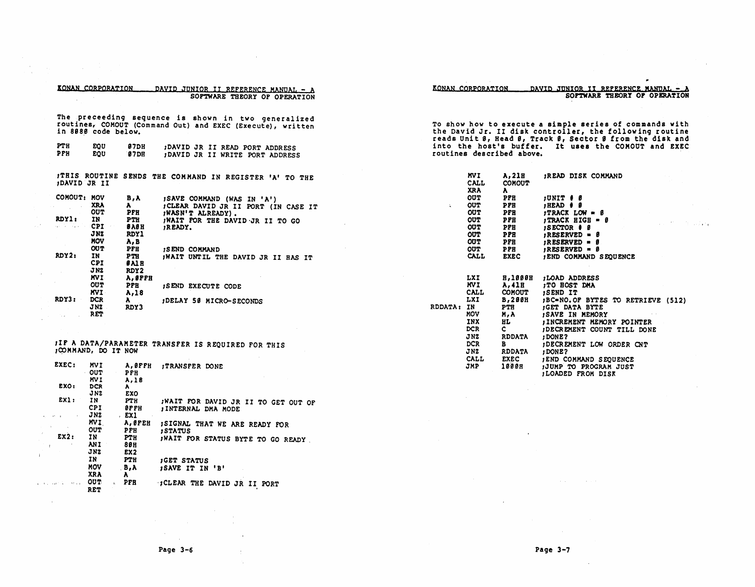The preceeding sequence is shown in two generalized routines, COMOUT (Command Out) and EXEC (Execute), written in 8080 code below.

```
PTH     EQU     07DH    ;DAVID JR II READ PORT ADDRESS
PFH     EQU     07DH    ;DAVID JR II WRITE PORT ADDRESS
```

```
;THIS ROUTINE SENDS THE COMMAND IN REGISTER 'A' TO THE
;DAVID JR II

COMOUT: MOV     B,A     ;SAVE COMMAND (WAS IN 'A')
        XRA     A       ;CLEAR DAVID JR II PORT (IN CASE IT
        OUT     PFH     ;WASN'T ALREADY).
RDY1:   IN      PTH     ;WAIT FOR THE DAVID JR II TO GO
        CPI     0A0H    ;READY.
        JNZ     RDY1
        MOV     A,B
        OUT     PFH     ;SEND COMMAND
RDY2:   IN      PTH     ;WAIT UNTIL THE DAVID JR II HAS IT
        CPI     0A1H
        JNZ     RDY2
        MVI     A,0FFH
        OUT     PFH     ;SEND EXECUTE CODE
        MVI     A,18
RDY3:   DCR     A       ;DELAY 50 MICRO-SECONDS
        JNZ     RDY3
        RET
```

```
;IF A DATA/PARAMETER TRANSFER IS REQUIRED FOR THIS
;COMMAND, DO IT NOW

EXEC:   MVI     A,0FFH  ;TRANSFER DONE
        OUT     PFH
        MVI     A,18
EXO:    DCR     A
        JNZ     EXO
EX1:    IN      PTH     ;WAIT FOR DAVID JR II TO GET OUT OF
        CPI     0FFH    ;INTERNAL DMA MODE
        JNZ     EX1
        MVI     A,0FEH  ;SIGNAL THAT WE ARE READY FOR
        OUT     PFH     ;STATUS
EX2:    IN      PTH     ;WAIT FOR STATUS BYTE TO GO READY
        ANI     80H
        JNZ     EX2
        IN      PTH     ;GET STATUS
        MOV     B,A     ;SAVE IT IN 'B'
        XRA     A
        OUT     PFH     ;CLEAR THE DAVID JR II PORT
        RET
```

To show how to execute a simple series of commands with the David Jr. II disk controller, the following routine reads Unit 0, Head 0, Track 0, Sector 0 from the disk and into the host's buffer. It uses the COMOUT and EXEC routines described above.

```
        MVI     A,21H   ;READ DISK COMMAND
        CALL    COMOUT
        XRA     A
        OUT     PFH     ;UNIT # 0
        OUT     PFH     ;HEAD # 0
        OUT     PFH     ;TRACK LOW = 0
        OUT     PFH     ;TRACK HIGH = 0
        OUT     PFH     ;SECTOR # 0
        OUT     PFH     ;RESERVED = 0
        OUT     PFH     ;RESERVED = 0
        OUT     PFH     ;RESERVED = 0
        CALL    EXEC    ;END COMMAND SEQUENCE

        LXI     H,1000H ;LOAD ADDRESS
        MVI     A,41H   ;TO HOST DMA
        CALL    COMOUT  ;SEND IT
        LXI     B,200H  ;BC=NO.OF BYTES TO RETRIEVE (512)
RDDATA: IN      PTH     ;GET DATA BYTE
        MOV     M,A     ;SAVE IN MEMORY
        INX     HL      ;INCREMENT MEMORY POINTER
        DCR     C       ;DECREMENT COUNT TILL DONE
        JNZ     RDDATA  ;DONE?
        DCR     B       ;DECREMENT LOW ORDER CNT
        JNZ     RDDATA  ;DONE?
        CALL    EXEC    ;END COMMAND SEQUENCE
        JMP     1000H   ;JUMP TO PROGRAM JUST
                        ;LOADED FROM DISK
```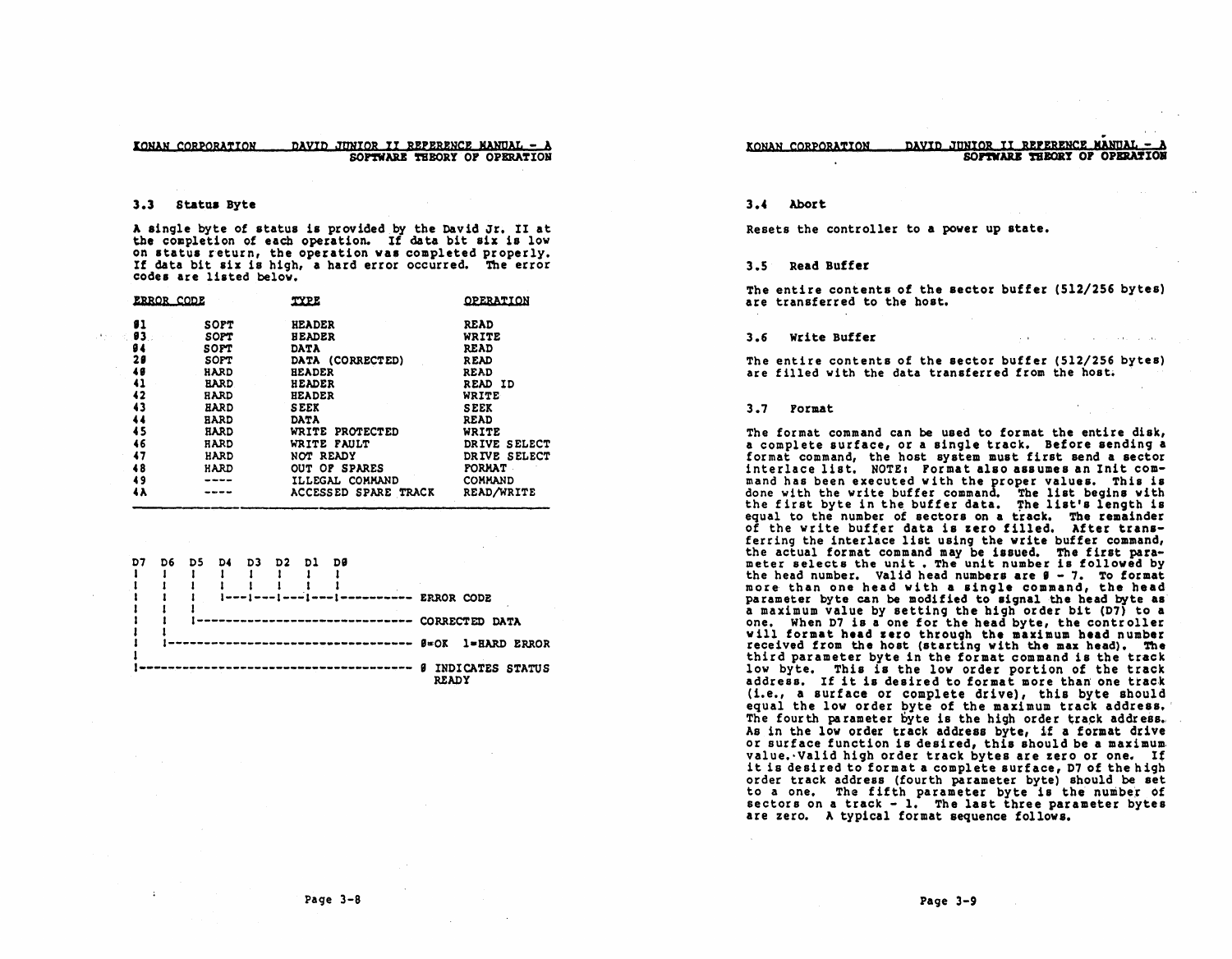### 3.3 Status Byte

A single byte of status is provided by the David Jr. II at the completion of each operation. If data bit six is low on status return, the operation was completed properly. If data bit six is high, a hard error occurred. The error codes are listed below.

| ERROR CODE | | TYPE | OPERATION |
|---|---|---|---|
| 01 | SOFT | HEADER | READ |
| 03 | SOFT | HEADER | WRITE |
| 04 | SOFT | DATA | READ |
| 20 | SOFT | DATA (CORRECTED) | READ |
| 40 | HARD | HEADER | READ |
| 41 | HARD | HEADER | READ ID |
| 42 | HARD | HEADER | WRITE |
| 43 | HARD | SEEK | SEEK |
| 44 | HARD | DATA | READ |
| 45 | HARD | WRITE PROTECTED | WRITE |
| 46 | HARD | WRITE FAULT | DRIVE SELECT |
| 47 | HARD | NOT READY | DRIVE SELECT |
| 48 | HARD | OUT OF SPARES | FORMAT |
| 49 | ---- | ILLEGAL COMMAND | COMMAND |
| 4A | ---- | ACCESSED SPARE TRACK | READ/WRITE |

```
D7  D6  D5  D4  D3  D2  D1  D0
 |   |   |   |   |   |   |   |
 |   |   |   |---|---|---|---|---------- ERROR CODE
 |   |   |
 |   |   |------------------------------ CORRECTED DATA
 |   |
 |   |---------------------------------- 0=OK  1=HARD ERROR
 |
 |-------------------------------------- 0 INDICATES STATUS
                                           READY
```

### 3.4 Abort

Resets the controller to a power up state.

### 3.5 Read Buffer

The entire contents of the sector buffer (512/256 bytes) are transferred to the host.

### 3.6 Write Buffer

The entire contents of the sector buffer (512/256 bytes) are filled with the data transferred from the host.

### 3.7 Format

The format command can be used to format the entire disk, a complete surface, or a single track. Before sending a format command, the host system must first send a sector interlace list. NOTE: Format also assumes an Init command has been executed with the proper values. This is done with the write buffer command. The list begins with the first byte in the buffer data. The list's length is equal to the number of sectors on a track. The remainder of the write buffer data is zero filled. After transferring the interlace list using the write buffer command, the actual format command may be issued. The first parameter selects the unit . The unit number is followed by the head number. Valid head numbers are 0 - 7. To format more than one head with a single command, the head parameter byte can be modified to signal the head byte as a maximum value by setting the high order bit (D7) to a one. When D7 is a one for the head byte, the controller will format head zero through the maximum head number received from the host (starting with the max head). The third parameter byte in the format command is the track low byte. This is the low order portion of the track address. If it is desired to format more than one track (i.e., a surface or complete drive), this byte should equal the low order byte of the maximum track address. The fourth parameter byte is the high order track address. As in the low order track address byte, if a format drive or surface function is desired, this should be a maximum value. Valid high order track bytes are zero or one. If it is desired to format a complete surface, D7 of the high order track address (fourth parameter byte) should be set to a one. The fifth parameter byte is the number of sectors on a track - 1. The last three parameter bytes are zero. A typical format sequence follows.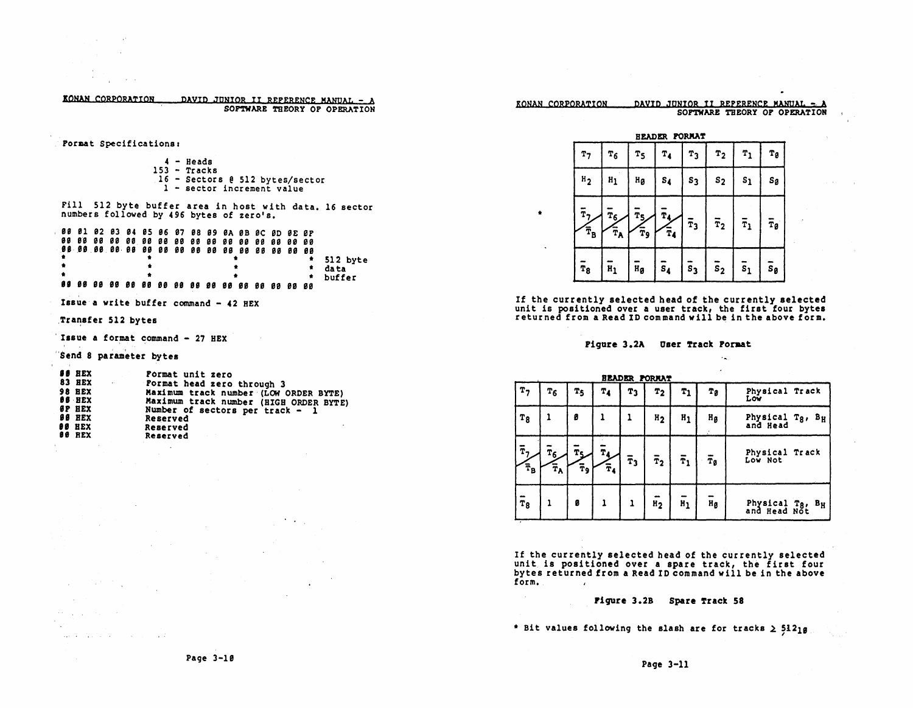Format Specifications:

4 - Heads
153 - Tracks
16 - Sectors @ 512 bytes/sector
1 - sector increment value

Fill 512 byte buffer area in host with data. 16 sector numbers followed by 496 bytes of zero's.

```
00 01 02 03 04 05 06 07 08 09 0A 0B 0C 0D 0E 0F
00 00 00 00 00 00 00 00 00 00 00 00 00 00 00 00
00 00 00 00 00 00 00 00 00 00 00 00 00 00 00 00
*              *              *              *   512 byte
*              *              *              *   data
*              *              *              *   buffer
00 00 00 00 00 00 00 00 00 00 00 00 00 00 00 00
```

Issue a write buffer command - 42 HEX

Transfer 512 bytes

Issue a format command - 27 HEX

Send 8 parameter bytes

| | |
|---|---|
| 00 HEX | Format unit zero |
| 83 HEX | Format head zero through 3 |
| 98 HEX | Maximum track number (LOW ORDER BYTE) |
| 00 HEX | Maximum track number (HIGH ORDER BYTE) |
| 0F HEX | Number of sectors per track - 1 |
| 00 HEX | Reserved |
| 00 HEX | Reserved |
| 00 HEX | Reserved |

**HEADER FORMAT**

| | | | | | | | |
|---|---|---|---|---|---|---|---|
| $T_7$ | $T_6$ | $T_5$ | $T_4$ | $T_3$ | $T_2$ | $T_1$ | $T_0$ |
| $H_2$ | $H_1$ | $H_0$ | $S_4$ | $S_3$ | $S_2$ | $S_1$ | $S_0$ |
| $\bar{T}_7$ / $\bar{T}_B$ | $\bar{T}_6$ / $\bar{T}_A$ | $\bar{T}_5$ / $\bar{T}_9$ | $\bar{T}_4$ / $\bar{T}_4$ | $\bar{T}_3$ | $\bar{T}_2$ | $\bar{T}_1$ | $\bar{T}_0$ |
| $\bar{T}_8$ | $\bar{H}_1$ | $\bar{H}_0$ | $\bar{S}_4$ | $\bar{S}_3$ | $\bar{S}_2$ | $\bar{S}_1$ | $\bar{S}_0$ |

\* (applies to third row)

If the currently selected head of the currently selected unit is positioned over a user track, the first four bytes returned from a Read ID command will be in the above form.

Figure 3.2A User Track Format

**HEADER FORMAT**

| | | | | | | | | |
|---|---|---|---|---|---|---|---|---|
| $T_7$ | $T_6$ | $T_5$ | $T_4$ | $T_3$ | $T_2$ | $T_1$ | $T_0$ | Physical Track Low |
| $T_8$ | 1 | 0 | 1 | 1 | $H_2$ | $H_1$ | $H_0$ | Physical $T_8$, $B_H$ and Head |
| $\bar{T}_7$ / $\bar{T}_B$ | $\bar{T}_6$ / $\bar{T}_A$ | $\bar{T}_5$ / $\bar{T}_9$ | $\bar{T}_4$ / $\bar{T}_4$ | $\bar{T}_3$ | $\bar{T}_2$ | $\bar{T}_1$ | $\bar{T}_0$ | Physical Track Low Not |
| $\bar{T}_8$ | 1 | 0 | 1 | 1 | $\bar{H}_2$ | $\bar{H}_1$ | $\bar{H}_0$ | Physical $T_8$, $B_H$ and Head Not |

If the currently selected head of the currently selected unit is positioned over a spare track, the first four bytes returned from a Read ID command will be in the above form.

Figure 3.2B Spare Track 58

\* Bit values following the slash are for tracks $\geq 512_{10}$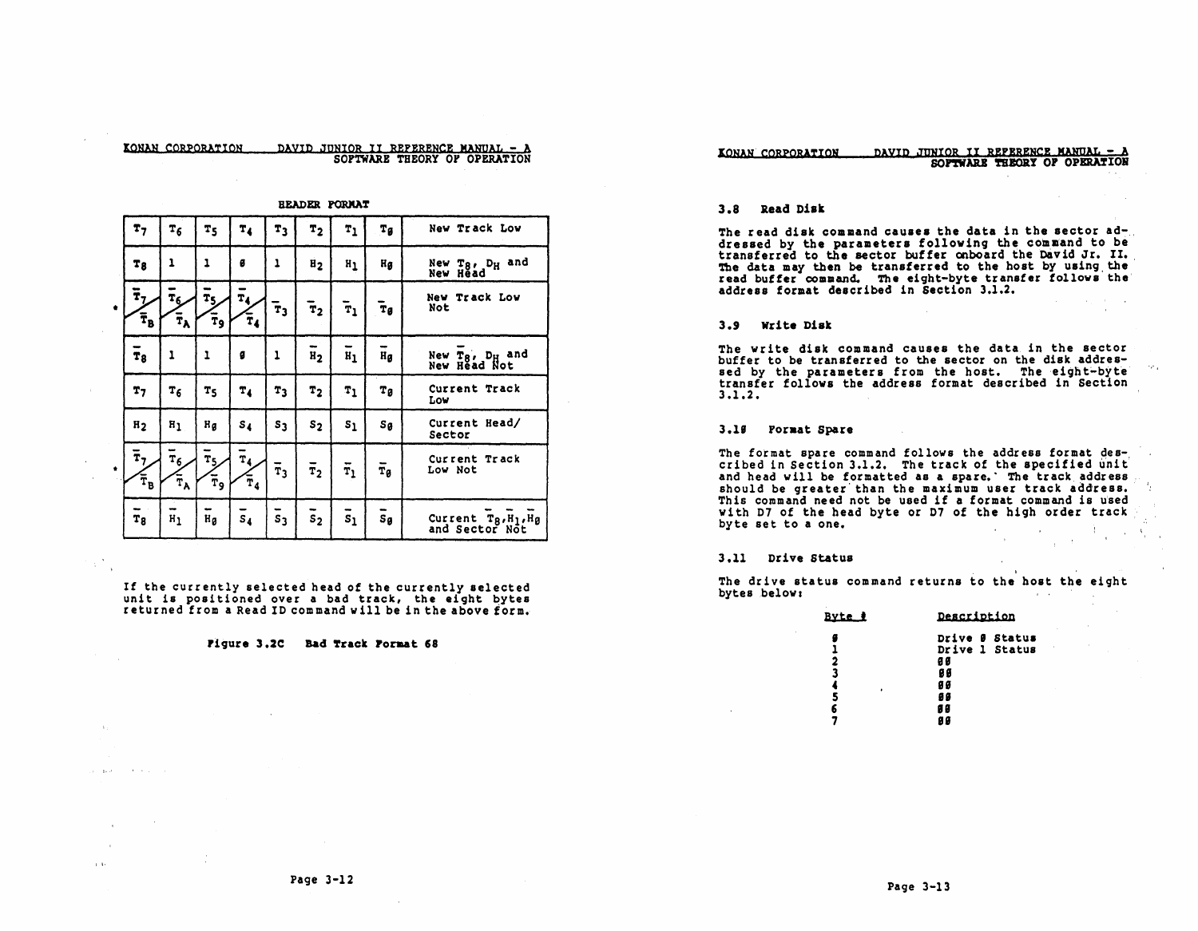**HEADER FORMAT**

| | | | | | | | | |
|---|---|---|---|---|---|---|---|---|
| $T_7$ | $T_6$ | $T_5$ | $T_4$ | $T_3$ | $T_2$ | $T_1$ | $T_0$ | New Track Low |
| $T_8$ | 1 | 1 | 0 | 1 | $H_2$ | $H_1$ | $H_0$ | New $T_8$, $D_H$ and New Head |
| * $\overline{T_7}$ / $\overline{T_B}$ | $\overline{T_6}$ / $\overline{T_A}$ | $\overline{T_5}$ / $\overline{T_9}$ | $\overline{T_4}$ / $\overline{T_4}$ | $\overline{T_3}$ | $\overline{T_2}$ | $\overline{T_1}$ | $\overline{T_0}$ | New Track Low Not |
| $\overline{T_8}$ | 1 | 1 | 0 | 1 | $\overline{H_2}$ | $\overline{H_1}$ | $\overline{H_0}$ | New $\overline{T_8}$, $D_H$ and New Head Not |
| $T_7$ | $T_6$ | $T_5$ | $T_4$ | $T_3$ | $T_2$ | $T_1$ | $T_0$ | Current Track Low |
| $H_2$ | $H_1$ | $H_0$ | $S_4$ | $S_3$ | $S_2$ | $S_1$ | $S_0$ | Current Head/ Sector |
| * $\overline{T_7}$ / $\overline{T_B}$ | $\overline{T_6}$ / $\overline{T_A}$ | $\overline{T_5}$ / $\overline{T_9}$ | $\overline{T_4}$ / $\overline{T_4}$ | $\overline{T_3}$ | $\overline{T_2}$ | $\overline{T_1}$ | $\overline{T_0}$ | Current Track Low Not |
| $\overline{T_8}$ | $\overline{H_1}$ | $\overline{H_0}$ | $\overline{S_4}$ | $\overline{S_3}$ | $\overline{S_2}$ | $\overline{S_1}$ | $\overline{S_0}$ | Current $\overline{T_8}$,$\overline{H_1}$,$\overline{H_0}$ and Sector Not |

If the currently selected head of the currently selected unit is positioned over a bad track, the eight bytes returned from a Read ID command will be in the above form.

**Figure 3.2C Bad Track Format 68**

### 3.8 Read Disk

The read disk command causes the data in the sector addressed by the parameters following the command to be transferred to the sector buffer onboard the David Jr. II. The data may then be transferred to the host by using the read buffer command. The eight-byte transfer follows the address format described in Section 3.1.2.

### 3.9 Write Disk

The write disk command causes the data in the sector buffer to be transferred to the sector on the disk addressed by the parameters from the host. The eight-byte transfer follows the address format described in Section 3.1.2.

### 3.10 Format Spare

The format spare command follows the address format described in Section 3.1.2. The track of the specified unit and head will be formatted as a spare. The track address should be greater than the maximum user track address. This command need not be used if a format command is used with D7 of the head byte or D7 of the high order track byte set to a one.

### 3.11 Drive Status

The drive status command returns to the host the eight bytes below:

| Byte # | Description |
|---|---|
| 0 | Drive 0 Status |
| 1 | Drive 1 Status |
| 2 | 00 |
| 3 | 00 |
| 4 | 00 |
| 5 | 00 |
| 6 | 00 |
| 7 | 00 |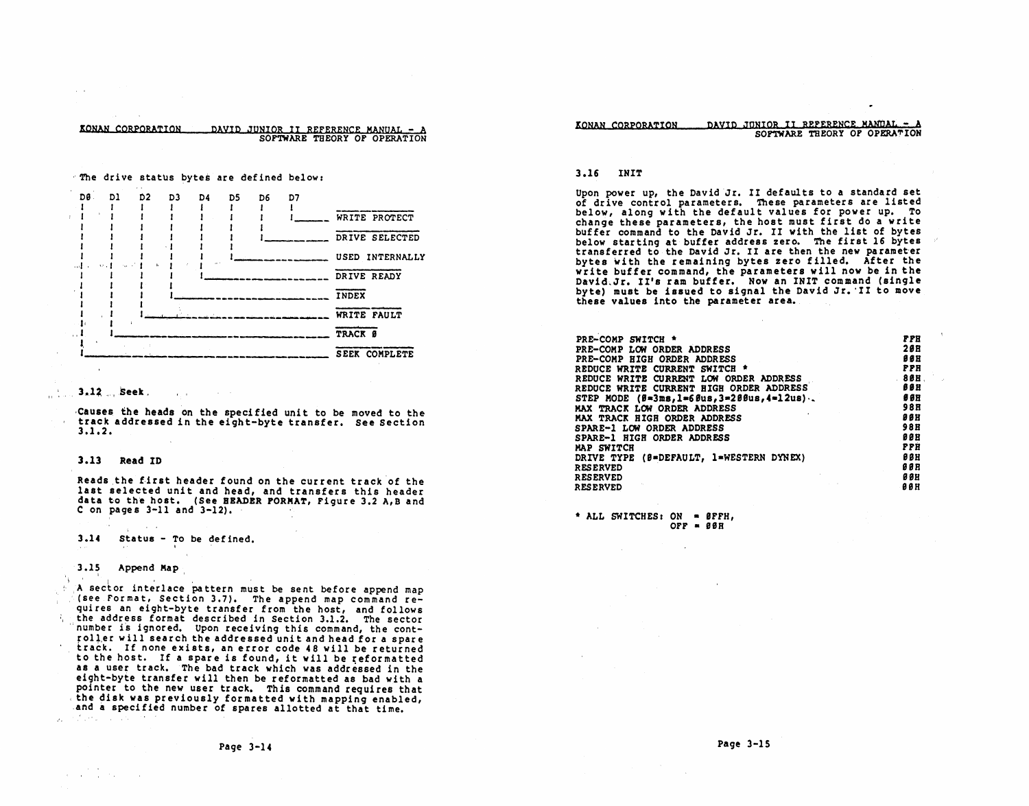The drive status bytes are defined below:

```
D0   D1   D2   D3   D4   D5   D6   D7
 |    |    |    |    |    |    |    |
 |    |    |    |    |    |    |    |_____ WRITE PROTECT
 |    |    |    |    |    |    |
 |    |    |    |    |    |    |__________ DRIVE SELECTED
 |    |    |    |    |    |
 |    |    |    |    |    |_______________ USED INTERNALLY
 |    |    |    |    |
 |    |    |    |    |____________________ DRIVE READY
 |    |    |    |
 |    |    |    |_________________________ INDEX
 |    |    |
 |    |    |______________________________ WRITE FAULT
 |    |
 |    |___________________________________ TRACK 0
 |
 |________________________________________ SEEK COMPLETE
```

### 3.12 Seek

Causes the heads on the specified unit to be moved to the track addressed in the eight-byte transfer. See Section 3.1.2.

### 3.13 Read ID

Reads the first header found on the current track of the last selected unit and head, and transfers this header data to the host. (See **HEADER FORMAT**, Figure 3.2 A,B and C on pages 3-11 and 3-12).

### 3.14 Status - To be defined.

### 3.15 Append Map

A sector interlace pattern must be sent before append map (see Format, Section 3.7). The append map command requires an eight-byte transfer from the host, and follows the address format described in Section 3.1.2. The sector number is ignored. Upon receiving this command, the controller will search the addressed unit and head for a spare track. If none exists, an error code 48 will be returned to the host. If a spare is found, it will be reformatted as a user track. The bad track which was addressed in the eight-byte transfer will then be reformatted as bad with a pointer to the new user track. This command requires that the disk was previously formatted with mapping enabled, and a specified number of spares allotted at that time.

### 3.16 INIT

Upon power up, the David Jr. II defaults to a standard set of drive control parameters. These parameters are listed below, along with the default values for power up. To change these parameters, the host must first do a write buffer command to the David Jr. II with the list of bytes below starting at buffer address zero. The first 16 bytes transferred to the David Jr. II are then the new parameter bytes with the remaining bytes zero filled. After the write buffer command, the parameters will now be in the David Jr. II's ram buffer. Now an INIT command (single byte) must be issued to signal the David Jr. II to move these values into the parameter area.

| Parameter | Default |
|---|---|
| PRE-COMP SWITCH * | FFH |
| PRE-COMP LOW ORDER ADDRESS | 20H |
| PRE-COMP HIGH ORDER ADDRESS | 00H |
| REDUCE WRITE CURRENT SWITCH * | FFH |
| REDUCE WRITE CURRENT LOW ORDER ADDRESS | 80H |
| REDUCE WRITE CURRENT HIGH ORDER ADDRESS | 00H |
| STEP MODE (0=3ms,1=60us,3=200us,4=12us) | 00H |
| MAX TRACK LOW ORDER ADDRESS | 98H |
| MAX TRACK HIGH ORDER ADDRESS | 00H |
| SPARE-1 LOW ORDER ADDRESS | 98H |
| SPARE-1 HIGH ORDER ADDRESS | 00H |
| MAP SWITCH | FFH |
| DRIVE TYPE (0=DEFAULT, 1=WESTERN DYNEX) | 00H |
| RESERVED | 00H |
| RESERVED | 00H |
| RESERVED | 00H |

\* ALL SWITCHES: ON = 0FFH, OFF = 00H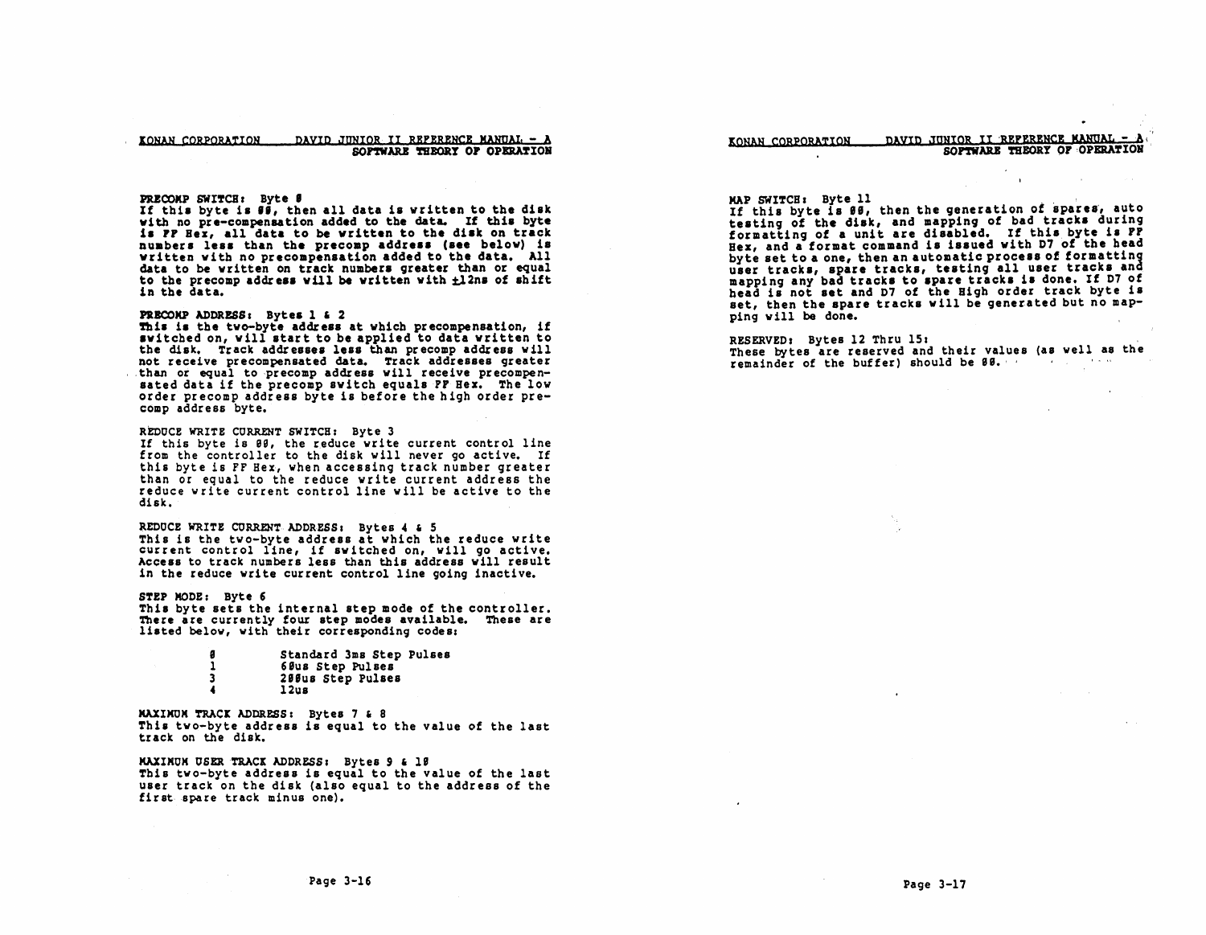**PRECOMP SWITCH:** Byte 0
If this byte is 00, then all data is written to the disk with no pre-compensation added to the data. If this byte is FF Hex, all data to be written to the disk on track numbers less than the precomp address (see below) is written with no precompensation added to the data. All data to be written on track numbers greater than or equal to the precomp address will be written with ±12ns of shift in the data.

**PRECOMP ADDRESS:** Bytes 1 & 2
This is the two-byte address at which precompensation, if switched on, will start to be applied to data written to the disk. Track addresses less than precomp address will not receive precompensated data. Track addresses greater than or equal to precomp address will receive precompensated data if the precomp switch equals FF Hex. The low order precomp address byte is before the high order precomp address byte.

**REDUCE WRITE CURRENT SWITCH:** Byte 3
If this byte is 00, the reduce write current control line from the controller to the disk will never go active. If this byte is FF Hex, when accessing track number greater than or equal to the reduce write current address the reduce write current control line will be active to the disk.

**REDUCE WRITE CURRENT ADDRESS:** Bytes 4 & 5
This is the two-byte address at which the reduce write current control line, if switched on, will go active. Access to track numbers less than this address will result in the reduce write current control line going inactive.

**STEP MODE:** Byte 6
This byte sets the internal step mode of the controller. There are currently four step modes available. These are listed below, with their corresponding codes:

| | |
|---|---|
| 0 | Standard 3ms Step Pulses |
| 1 | 60us Step Pulses |
| 3 | 200us Step Pulses |
| 4 | 12us |

**MAXIMUM TRACK ADDRESS:** Bytes 7 & 8
This two-byte address is equal to the value of the last track on the disk.

**MAXIMUM USER TRACK ADDRESS:** Bytes 9 & 10
This two-byte address is equal to the value of the last user track on the disk (also equal to the address of the first spare track minus one).

**MAP SWITCH:** Byte 11
If this byte is 00, then the generation of spares, auto testing of the disk, and mapping of bad tracks during formatting of a unit are disabled. If this byte is FF Hex, and a format command is issued with D7 of the head byte set to a one, then an automatic process of formatting user tracks, spare tracks, testing all user tracks and mapping any bad tracks to spare tracks is done. If D7 of head is not set and D7 of the High order track byte is set, then the spare tracks will be generated but no mapping will be done.

**RESERVED:** Bytes 12 Thru 15:
These bytes are reserved and their values (as well as the remainder of the buffer) should be 00.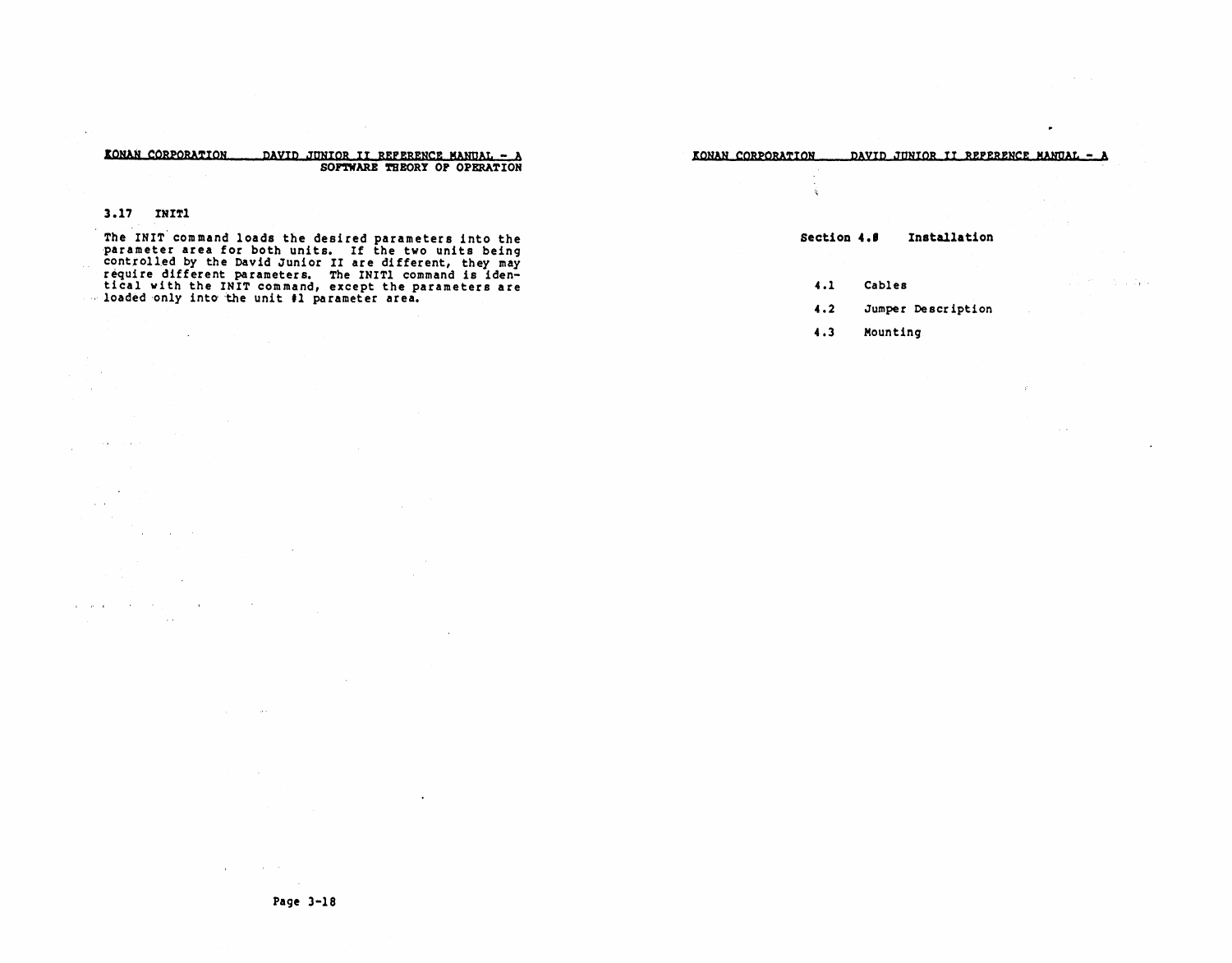## 3.17 INIT1

The INIT command loads the desired parameters into the parameter area for both units. If the two units being controlled by the David Junior II are different, they may require different parameters. The INIT1 command is identical with the INIT command, except the parameters are loaded only into the unit #1 parameter area.

# Section 4.0 Installation

- 4.1 Cables
- 4.2 Jumper Description
- 4.3 Mounting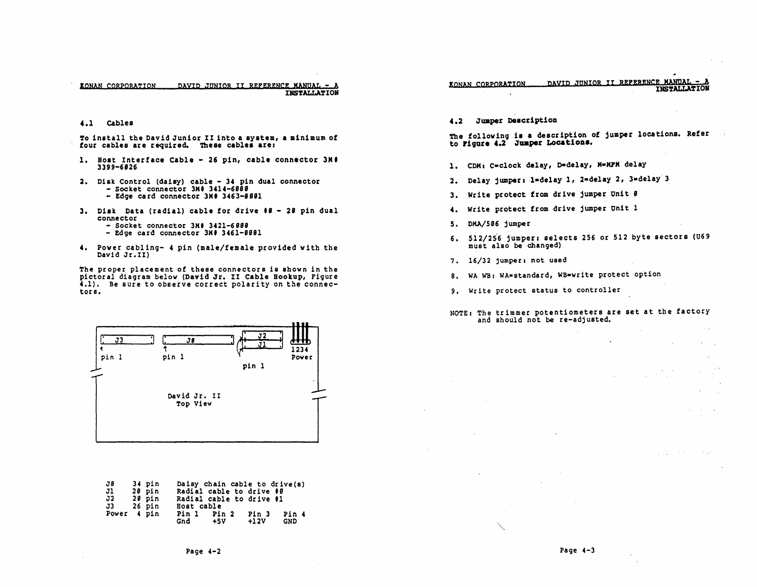## 4.1 Cables

To install the David Junior II into a system, a minimum of four cables are required. These cables are:

1. Host Interface Cable - 26 pin, cable connector 3M# 3399-6026

2. Disk Control (daisy) cable - 34 pin dual connector
   - Socket connector 3M# 3414-6000
   - Edge card connector 3M# 3463-0001

3. Disk Data (radial) cable for drive #0 - 20 pin dual connector
   - Socket connector 3M# 3421-6000
   - Edge card connector 3M# 3461-0001

4. Power cabling- 4 pin (male/female provided with the David Jr.II)

The proper placement of these connectors is shown in the pictoral diagram below (David Jr. II Cable Hookup, Figure 4.1). Be sure to observe correct polarity on the connectors.

J3 — pin 1; J0 — pin 1; J2 / J1 — pin 1; 1234 Power

David Jr. II Top View

| | | | | | |
|---|---|---|---|---|---|
| J0 | 34 pin | Daisy chain cable to drive(s) | | | |
| J1 | 20 pin | Radial cable to drive #0 | | | |
| J2 | 20 pin | Radial cable to drive #1 | | | |
| J3 | 26 pin | Host cable | | | |
| Power | 4 pin | Pin 1 | Pin 2 | Pin 3 | Pin 4 |
| | | Gnd | +5V | +12V | GND |

## 4.2 Jumper Description

The following is a description of jumper locations. Refer to **Figure 4.2 Jumper Locations.**

1. CDM: C=clock delay, D=delay, M=MFM delay
2. Delay jumper: 1=delay 1, 2=delay 2, 3=delay 3
3. Write protect from drive jumper Unit 0
4. Write protect from drive jumper Unit 1
5. DMA/506 jumper
6. 512/256 jumper: selects 256 or 512 byte sectors (U69 must also be changed)
7. 16/32 jumper: not used
8. WA WB: WA=standard, WB=write protect option
9. Write protect status to controller

NOTE: The trimmer potentiometers are set at the factory and should not be re-adjusted.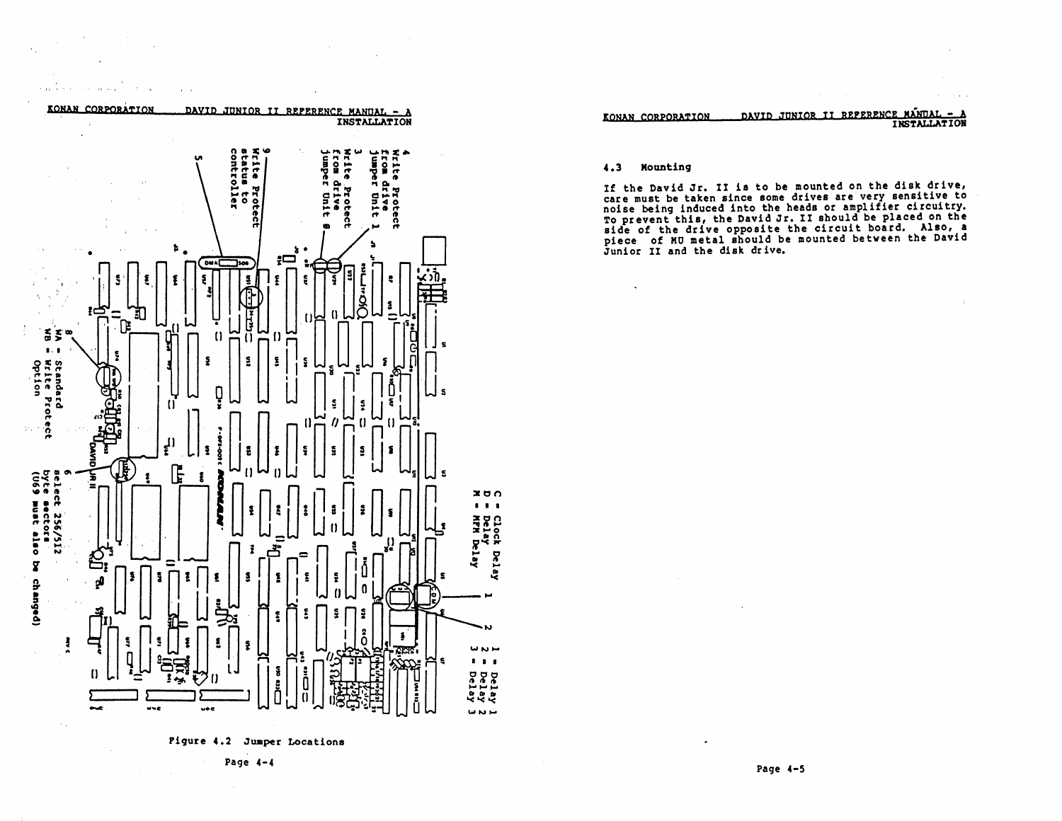C = Clock Delay
D = Delay
M = MFM Delay

1 = Delay 1
2 = Delay 2
3 = Delay 3

4 Write Protect from drive Jumper Unit 1

3 Write Protect from drive Jumper Unit 0

9 Write Protect status to controller

5

8 WA = Standard
WB = Write Protect Option

6 select 256/512 byte sectors
(U69 must also be changed)

Figure 4.2 Jumper Locations

## 4.3 Mounting

If the David Jr. II is to be mounted on the disk drive, care must be taken since some drives are very sensitive to noise being induced into the heads or amplifier circuitry. To prevent this, the David Jr. II should be placed on the side of the drive opposite the circuit board. Also, a piece of MU metal should be mounted between the David Junior II and the disk drive.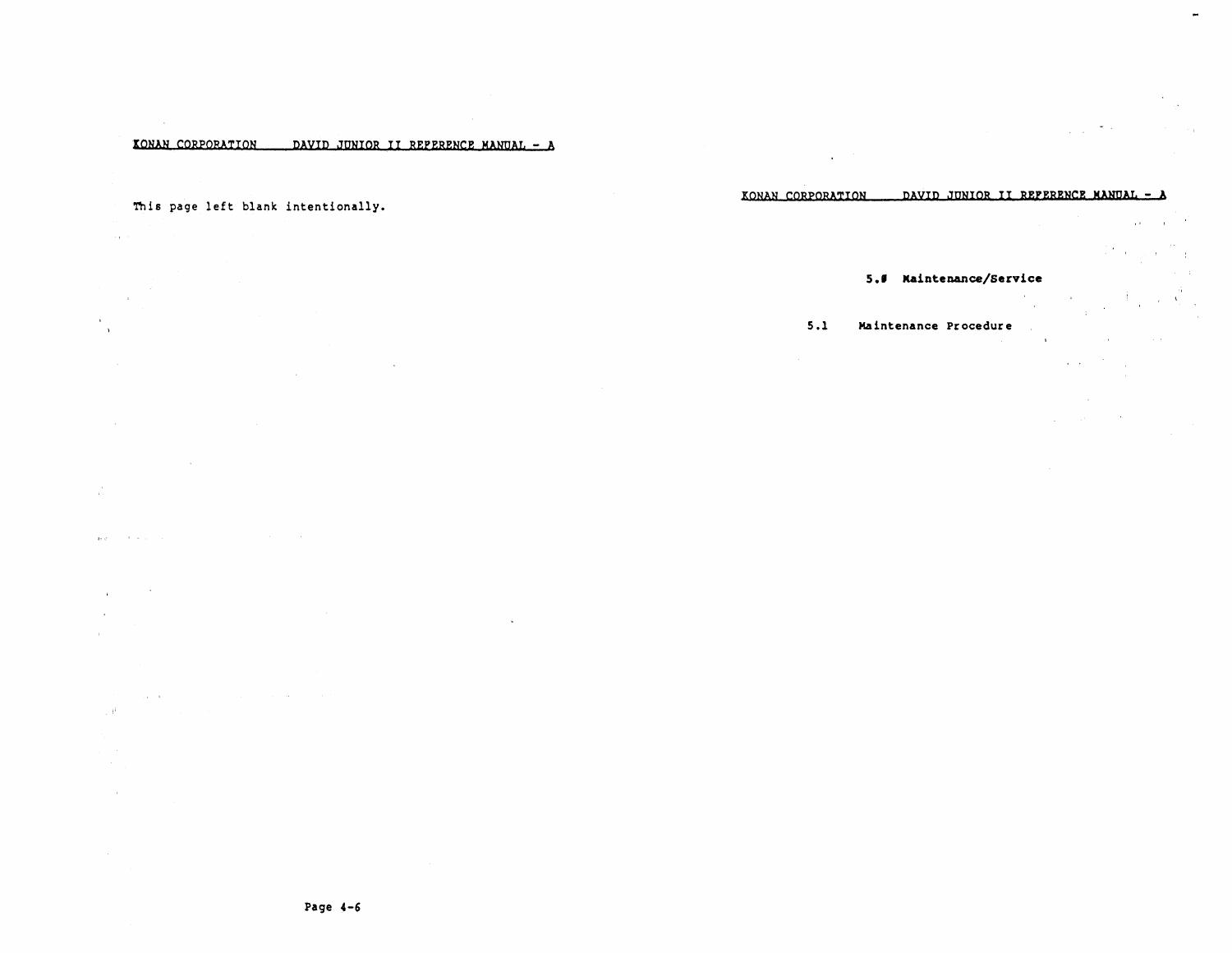This page left blank intentionally.

## 5.0 Maintenance/Service

### 5.1 Maintenance Procedure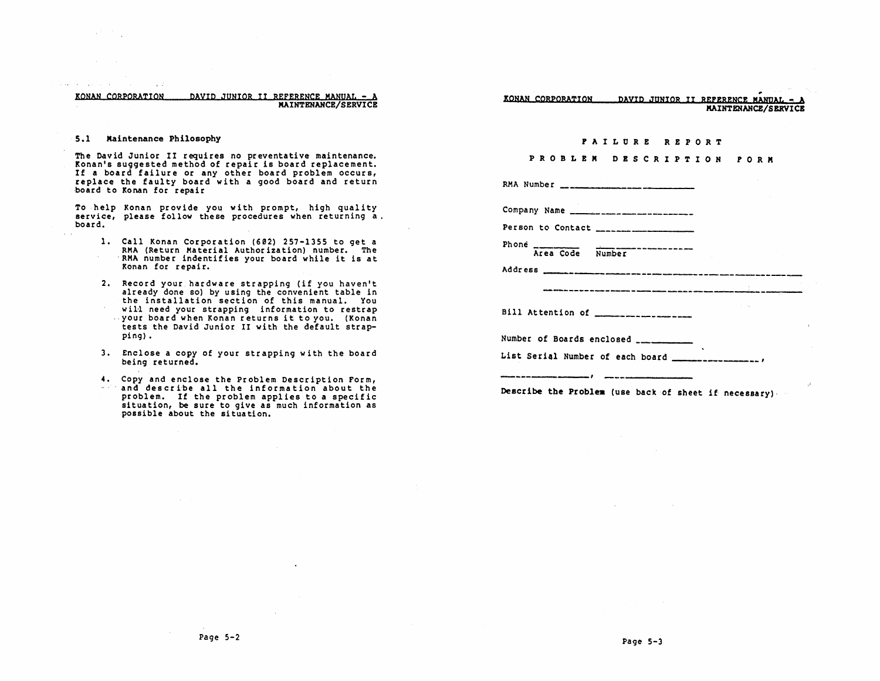## 5.1 Maintenance Philosophy

The David Junior II requires no preventative maintenance. Konan's suggested method of repair is board replacement. If a board failure or any other board problem occurs, replace the faulty board with a good board and return board to Konan for repair

To help Konan provide you with prompt, high quality service, please follow these procedures when returning a board.

1. Call Konan Corporation (602) 257-1355 to get a RMA (Return Material Authorization) number. The RMA number indentifies your board while it is at Konan for repair.
2. Record your hardware strapping (if you haven't already done so) by using the convenient table in the installation section of this manual. You will need your strapping information to restrap your board when Konan returns it to you. (Konan tests the David Junior II with the default strapping).
3. Enclose a copy of your strapping with the board being returned.
4. Copy and enclose the Problem Description Form, and describe all the information about the problem. If the problem applies to a specific situation, be sure to give as much information as possible about the situation.

## FAILURE REPORT

## PROBLEM DESCRIPTION FORM

RMA Number ______________________

Company Name ______________________

Person to Contact ______________________

Phone ________ ______________
Area Code Number

Address ________________________________________

________________________________________

Bill Attention of ______________________

Number of Boards enclosed __________

List Serial Number of each board ______________,

______________, ______________

**Describe the Problem** (use back of sheet if necessary)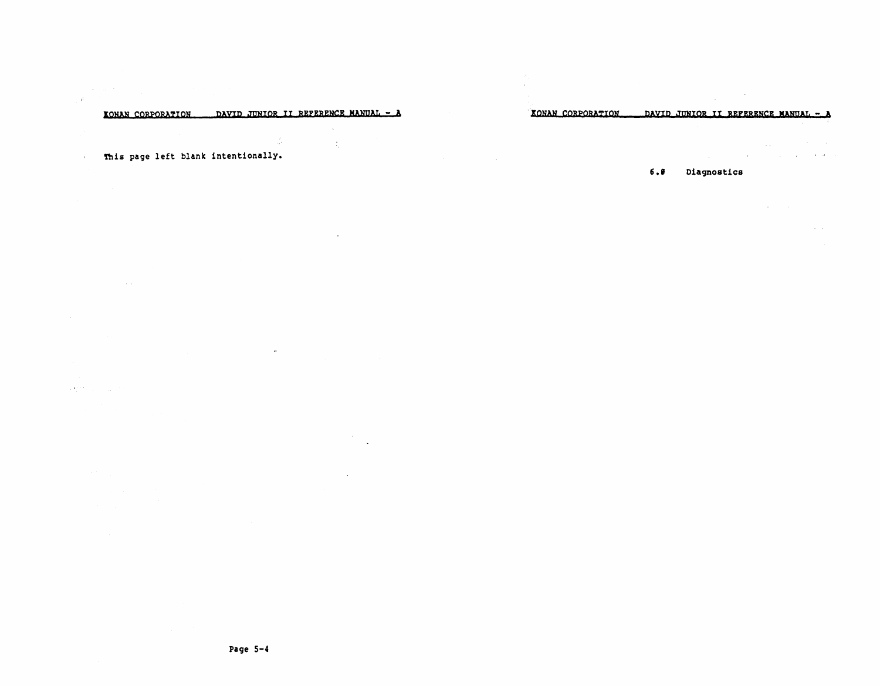This page left blank intentionally.

## 6.0 Diagnostics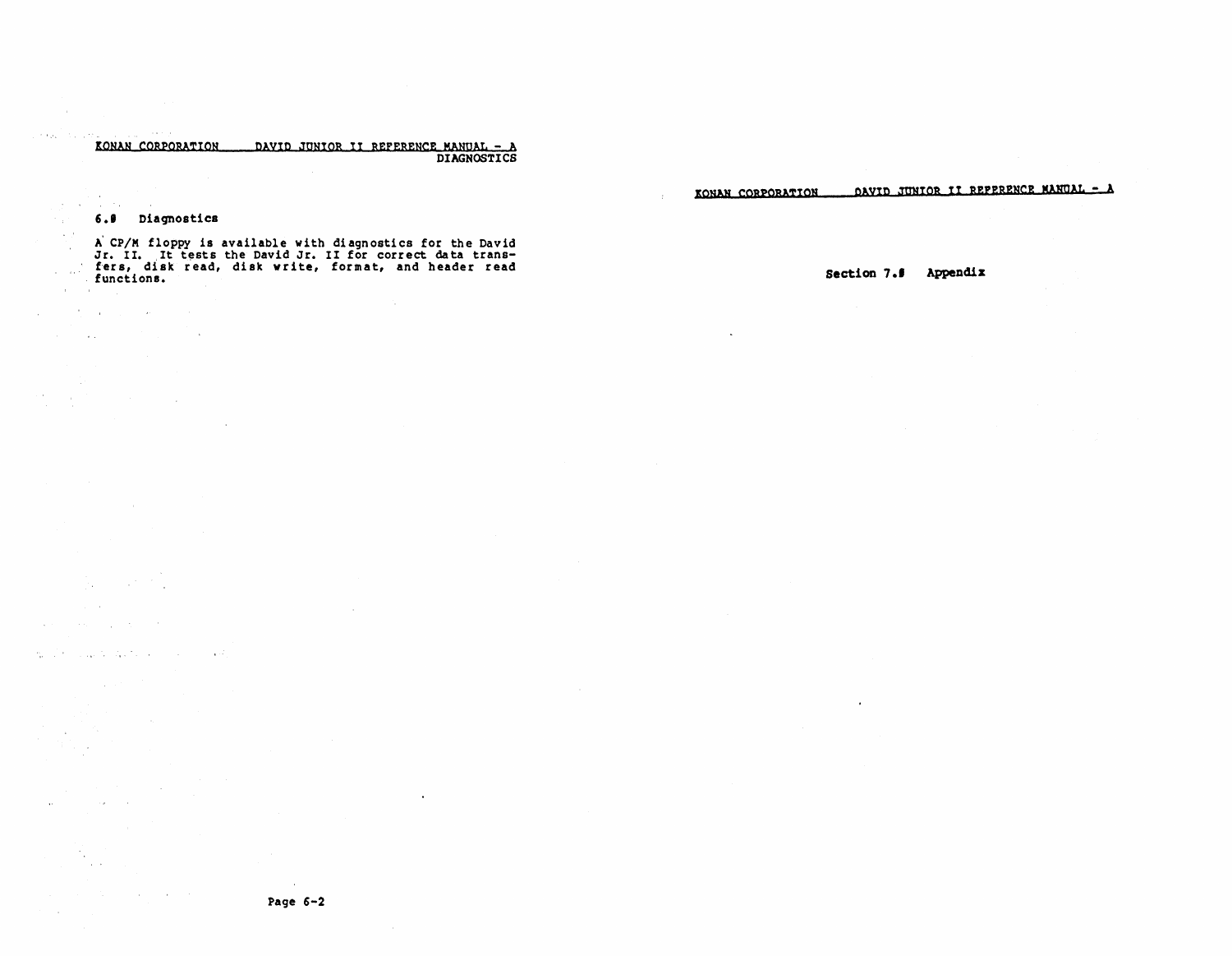## 6.0 Diagnostics

A CP/M floppy is available with diagnostics for the David Jr. II. It tests the David Jr. II for correct data transfers, disk read, disk write, format, and header read functions.

# Section 7.0 Appendix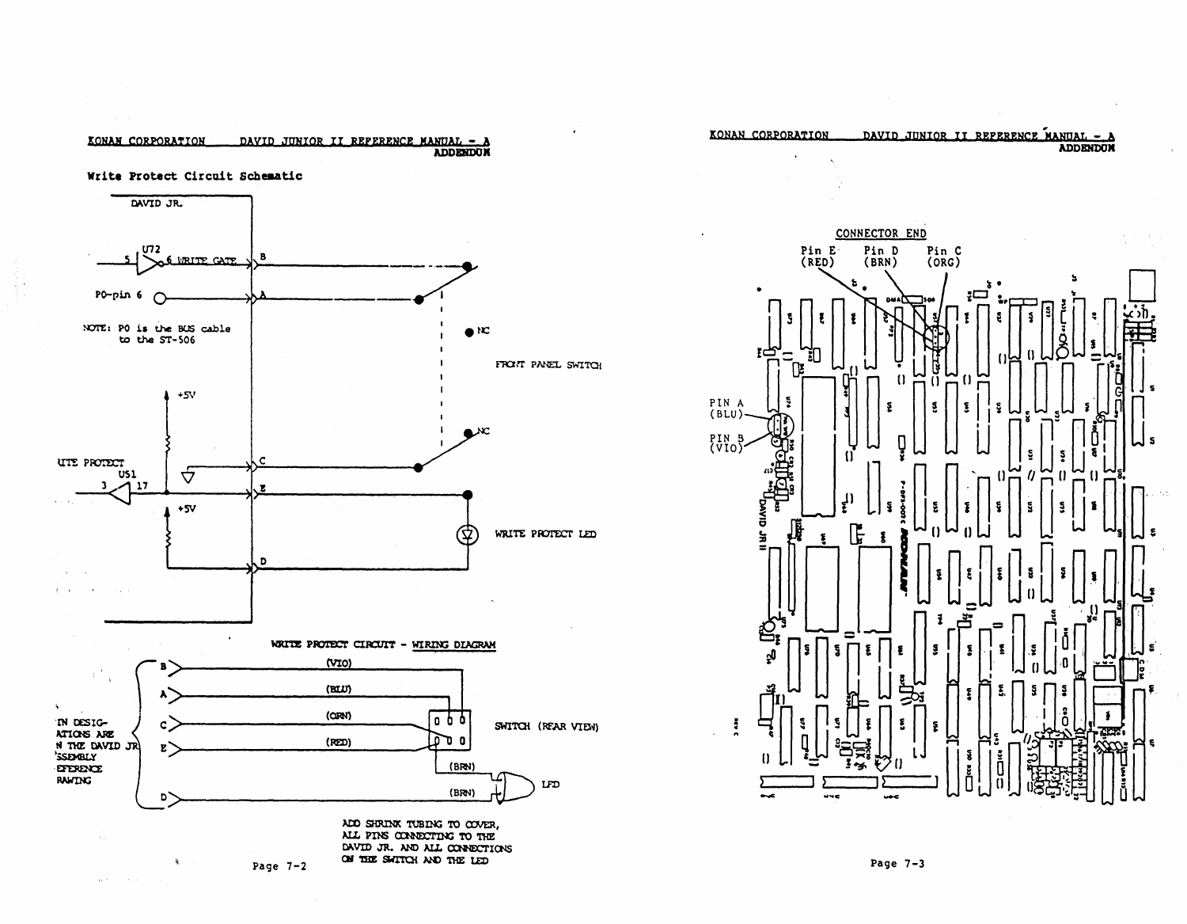## Write Protect Circuit Schematic

DAVID JR.

U72

5 6 WRITE GATE B

P0-pin 6 A

NOTE: P0 is the BUS cable to the ST-506

NC

FRONT PANEL SWITCH

+5V

NC

WRITE PROTECT

U51

3 17

C

E

+5V

WRITE PROTECT LED

D

WRITE PROTECT CIRCUIT - WIRING DIAGRAM

B (VIO)

A (BLU)

C (ORN)

E (RED)

SWITCH (REAR VIEW)

(BRN)

LED

D (BRN)

PIN DESIGNATIONS ARE ON THE DAVID JR ASSEMBLY REFERENCE DRAWING

ADD SHRINK TUBING TO COVER, ALL PINS CONNECTING TO THE DAVID JR. AND ALL CONNECTIONS ON THE SWITCH AND THE LED

CONNECTOR END

Pin E (RED)

Pin D (BRN)

Pin C (ORG)

PIN A (BLU)

PIN B (VIO)

DAVID JR II